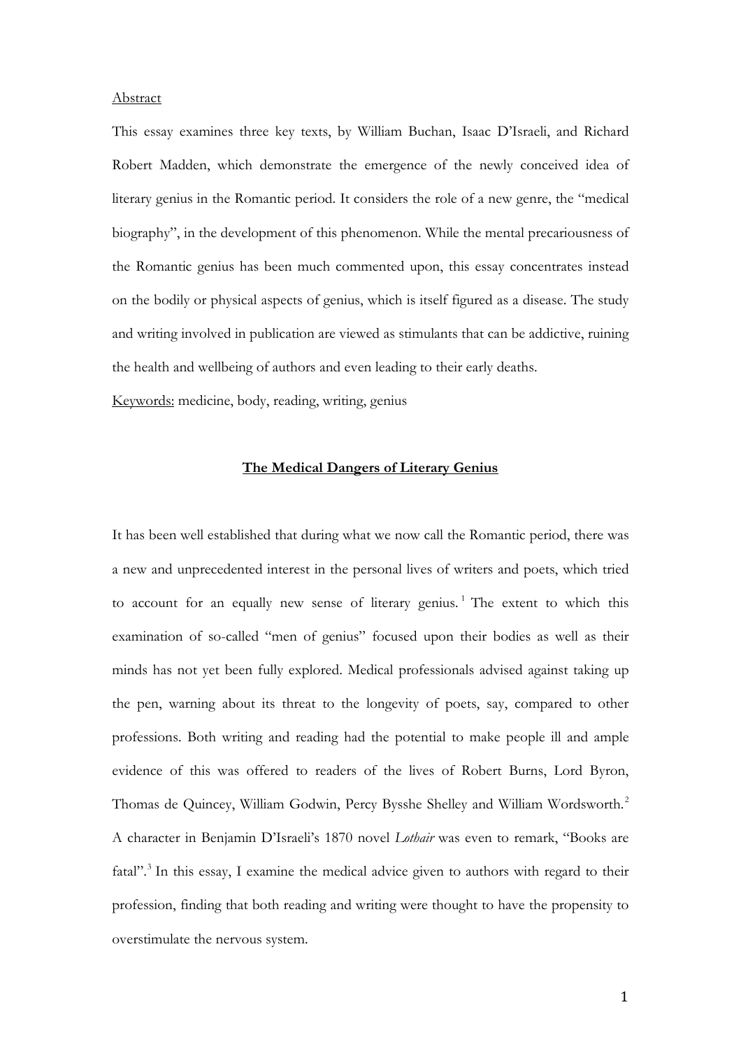Abstract

This essay examines three key texts, by William Buchan, Isaac D'Israeli, and Richard Robert Madden, which demonstrate the emergence of the newly conceived idea of literary genius in the Romantic period. It considers the role of a new genre, the "medical biography", in the development of this phenomenon. While the mental precariousness of the Romantic genius has been much commented upon, this essay concentrates instead on the bodily or physical aspects of genius, which is itself figured as a disease. The study and writing involved in publication are viewed as stimulants that can be addictive, ruining the health and wellbeing of authors and even leading to their early deaths.

Keywords: medicine, body, reading, writing, genius

## The Medical Dangers of Literary Genius

It has been well established that during what we now call the Romantic period, there was a new and unprecedented interest in the personal lives of writers and poets, which tried to account for an equally new sense of literary genius.[1] The extent to which this examination of so-called "men of genius" focused upon their bodies as well as their minds has not yet been fully explored. Medical professionals advised against taking up the pen, warning about its threat to the longevity of poets, say, compared to other professions. Both writing and reading had the potential to make people ill and ample evidence of this was offered to readers of the lives of Robert Burns, Lord Byron, Thomas de Quincey, William Godwin, Percy Bysshe Shelley and William Wordsworth.[2] A character in Benjamin D'Israeli's 1870 novel *Lothair* was even to remark, "Books are fatal".[3] In this essay, I examine the medical advice given to authors with regard to their profession, finding that both reading and writing were thought to have the propensity to overstimulate the nervous system.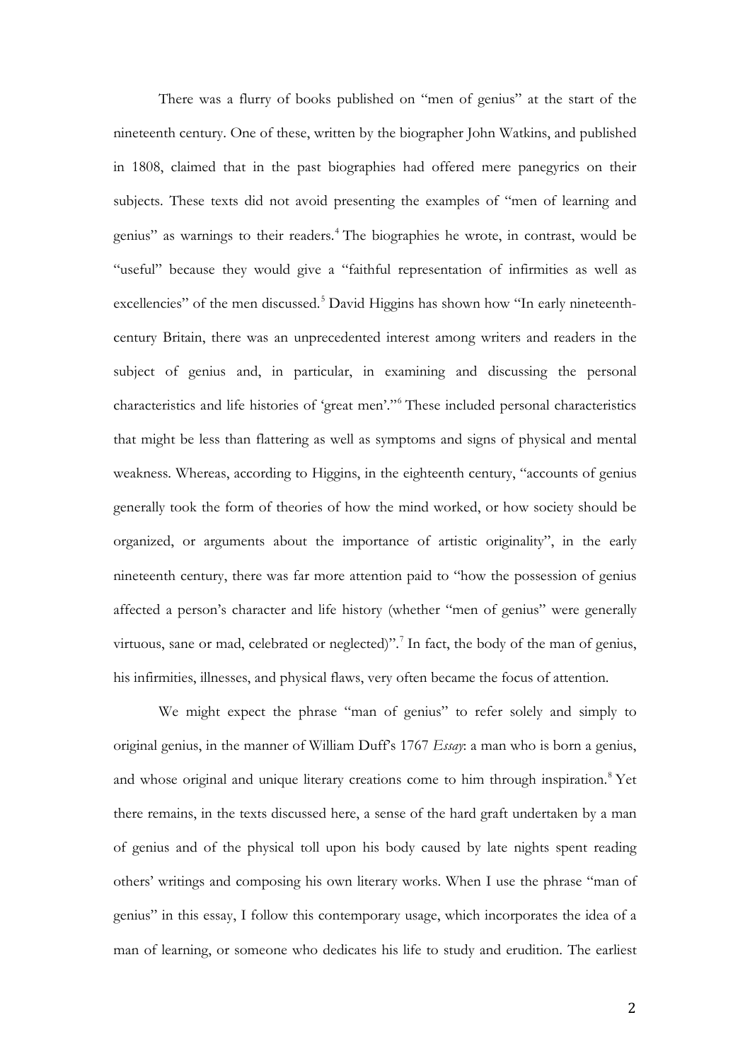There was a flurry of books published on "men of genius" at the start of the nineteenth century. One of these, written by the biographer John Watkins, and published in 1808, claimed that in the past biographies had offered mere panegyrics on their subjects. These texts did not avoid presenting the examples of "men of learning and genius" as warnings to their readers.[4] The biographies he wrote, in contrast, would be "useful" because they would give a "faithful representation of infirmities as well as excellencies" of the men discussed.[5] David Higgins has shown how "In early nineteenth-century Britain, there was an unprecedented interest among writers and readers in the subject of genius and, in particular, in examining and discussing the personal characteristics and life histories of 'great men'."[6] These included personal characteristics that might be less than flattering as well as symptoms and signs of physical and mental weakness. Whereas, according to Higgins, in the eighteenth century, "accounts of genius generally took the form of theories of how the mind worked, or how society should be organized, or arguments about the importance of artistic originality", in the early nineteenth century, there was far more attention paid to "how the possession of genius affected a person's character and life history (whether "men of genius" were generally virtuous, sane or mad, celebrated or neglected)".[7] In fact, the body of the man of genius, his infirmities, illnesses, and physical flaws, very often became the focus of attention.

We might expect the phrase "man of genius" to refer solely and simply to original genius, in the manner of William Duff's 1767 *Essay*: a man who is born a genius, and whose original and unique literary creations come to him through inspiration.[8] Yet there remains, in the texts discussed here, a sense of the hard graft undertaken by a man of genius and of the physical toll upon his body caused by late nights spent reading others' writings and composing his own literary works. When I use the phrase "man of genius" in this essay, I follow this contemporary usage, which incorporates the idea of a man of learning, or someone who dedicates his life to study and erudition. The earliest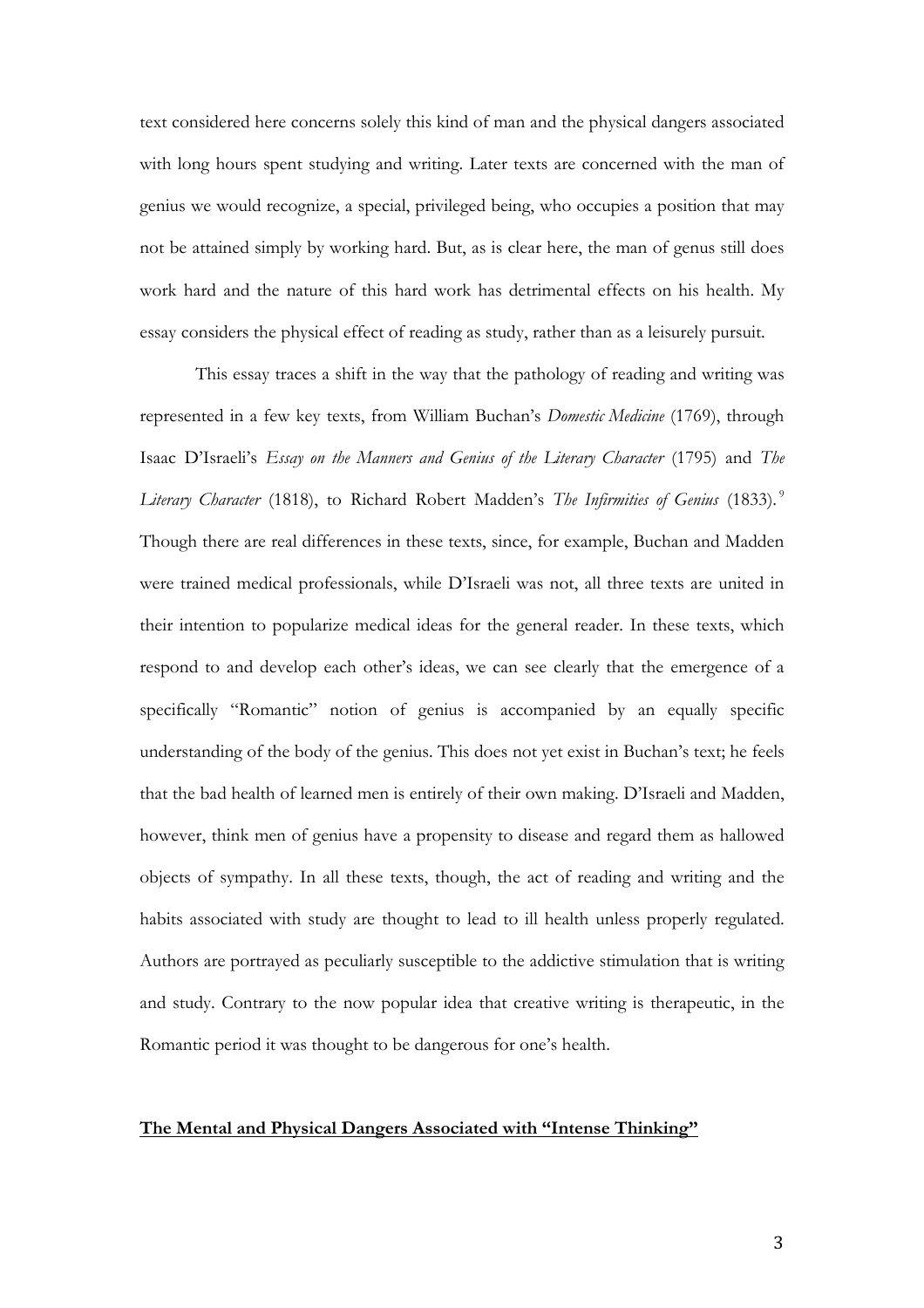text considered here concerns solely this kind of man and the physical dangers associated with long hours spent studying and writing. Later texts are concerned with the man of genius we would recognize, a special, privileged being, who occupies a position that may not be attained simply by working hard. But, as is clear here, the man of genus still does work hard and the nature of this hard work has detrimental effects on his health. My essay considers the physical effect of reading as study, rather than as a leisurely pursuit.

This essay traces a shift in the way that the pathology of reading and writing was represented in a few key texts, from William Buchan's *Domestic Medicine* (1769), through Isaac D'Israeli's *Essay on the Manners and Genius of the Literary Character* (1795) and *The Literary Character* (1818), to Richard Robert Madden's *The Infirmities of Genius* (1833).[9] Though there are real differences in these texts, since, for example, Buchan and Madden were trained medical professionals, while D'Israeli was not, all three texts are united in their intention to popularize medical ideas for the general reader. In these texts, which respond to and develop each other's ideas, we can see clearly that the emergence of a specifically "Romantic" notion of genius is accompanied by an equally specific understanding of the body of the genius. This does not yet exist in Buchan's text; he feels that the bad health of learned men is entirely of their own making. D'Israeli and Madden, however, think men of genius have a propensity to disease and regard them as hallowed objects of sympathy. In all these texts, though, the act of reading and writing and the habits associated with study are thought to lead to ill health unless properly regulated. Authors are portrayed as peculiarly susceptible to the addictive stimulation that is writing and study. Contrary to the now popular idea that creative writing is therapeutic, in the Romantic period it was thought to be dangerous for one's health.

## **The Mental and Physical Dangers Associated with "Intense Thinking"**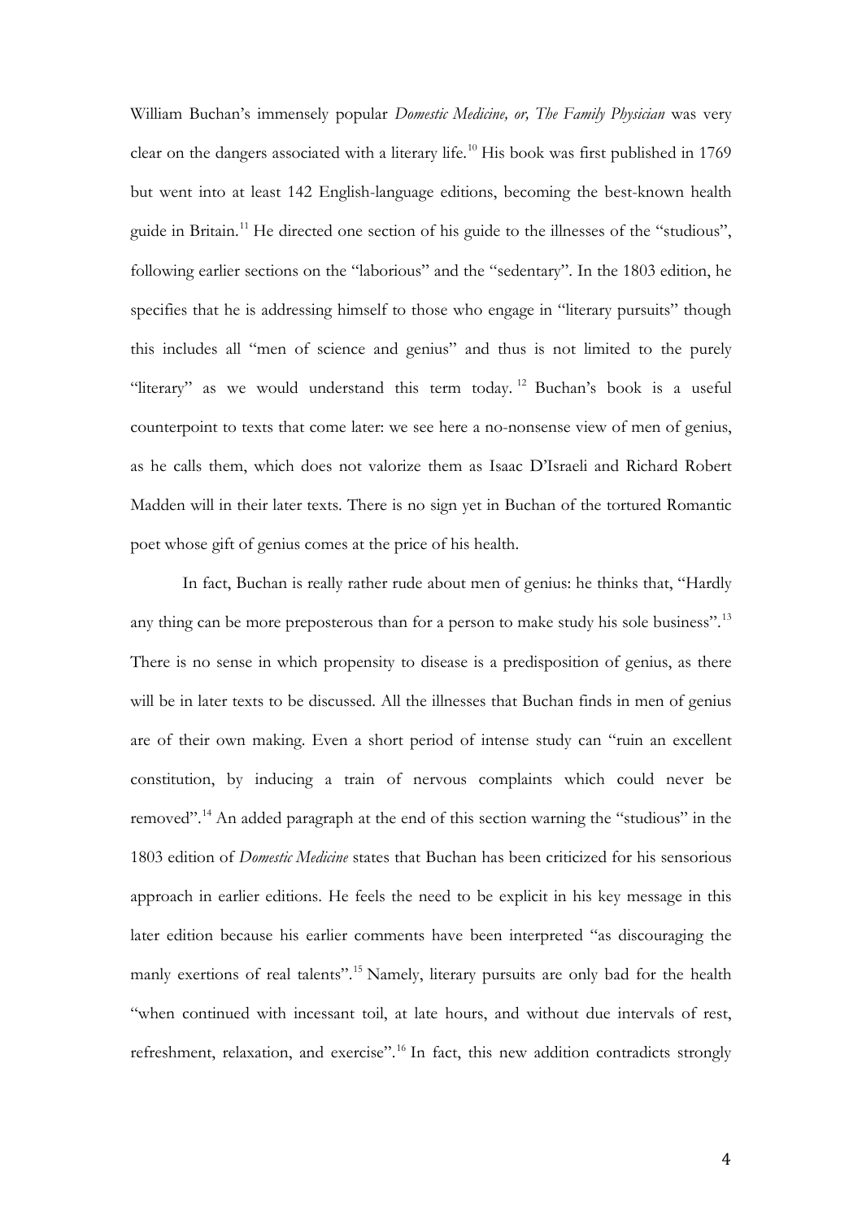William Buchan's immensely popular *Domestic Medicine, or, The Family Physician* was very clear on the dangers associated with a literary life.[10] His book was first published in 1769 but went into at least 142 English-language editions, becoming the best-known health guide in Britain.[11] He directed one section of his guide to the illnesses of the "studious", following earlier sections on the "laborious" and the "sedentary". In the 1803 edition, he specifies that he is addressing himself to those who engage in "literary pursuits" though this includes all "men of science and genius" and thus is not limited to the purely "literary" as we would understand this term today.[12] Buchan's book is a useful counterpoint to texts that come later: we see here a no-nonsense view of men of genius, as he calls them, which does not valorize them as Isaac D'Israeli and Richard Robert Madden will in their later texts. There is no sign yet in Buchan of the tortured Romantic poet whose gift of genius comes at the price of his health.

In fact, Buchan is really rather rude about men of genius: he thinks that, "Hardly any thing can be more preposterous than for a person to make study his sole business".[13] There is no sense in which propensity to disease is a predisposition of genius, as there will be in later texts to be discussed. All the illnesses that Buchan finds in men of genius are of their own making. Even a short period of intense study can "ruin an excellent constitution, by inducing a train of nervous complaints which could never be removed".[14] An added paragraph at the end of this section warning the "studious" in the 1803 edition of *Domestic Medicine* states that Buchan has been criticized for his sensorious approach in earlier editions. He feels the need to be explicit in his key message in this later edition because his earlier comments have been interpreted "as discouraging the manly exertions of real talents".[15] Namely, literary pursuits are only bad for the health "when continued with incessant toil, at late hours, and without due intervals of rest, refreshment, relaxation, and exercise".[16] In fact, this new addition contradicts strongly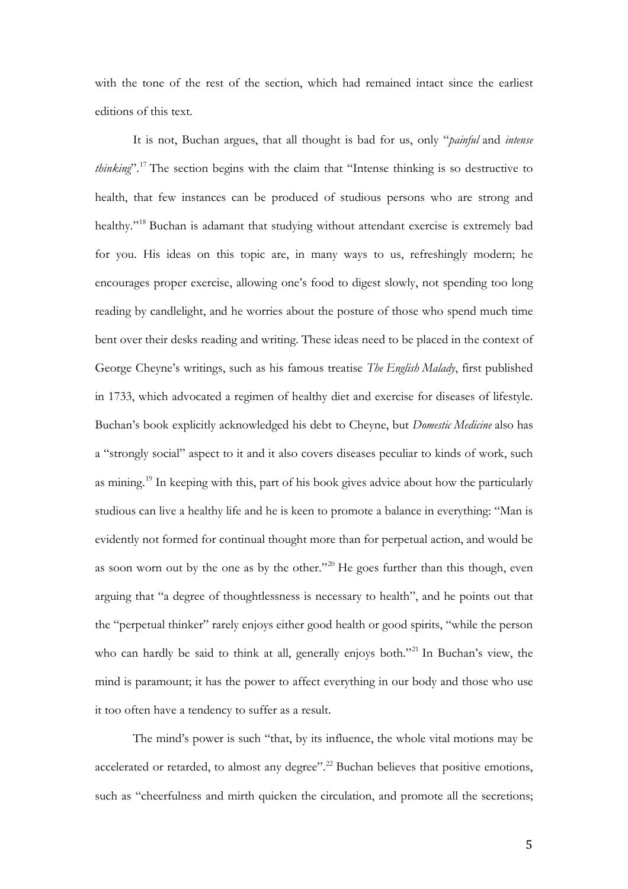with the tone of the rest of the section, which had remained intact since the earliest editions of this text.

It is not, Buchan argues, that all thought is bad for us, only "*painful* and *intense thinking*".[17] The section begins with the claim that "Intense thinking is so destructive to health, that few instances can be produced of studious persons who are strong and healthy."[18] Buchan is adamant that studying without attendant exercise is extremely bad for you. His ideas on this topic are, in many ways to us, refreshingly modern; he encourages proper exercise, allowing one's food to digest slowly, not spending too long reading by candlelight, and he worries about the posture of those who spend much time bent over their desks reading and writing. These ideas need to be placed in the context of George Cheyne's writings, such as his famous treatise *The English Malady*, first published in 1733, which advocated a regimen of healthy diet and exercise for diseases of lifestyle. Buchan's book explicitly acknowledged his debt to Cheyne, but *Domestic Medicine* also has a "strongly social" aspect to it and it also covers diseases peculiar to kinds of work, such as mining.[19] In keeping with this, part of his book gives advice about how the particularly studious can live a healthy life and he is keen to promote a balance in everything: "Man is evidently not formed for continual thought more than for perpetual action, and would be as soon worn out by the one as by the other."[20] He goes further than this though, even arguing that "a degree of thoughtlessness is necessary to health", and he points out that the "perpetual thinker" rarely enjoys either good health or good spirits, "while the person who can hardly be said to think at all, generally enjoys both."[21] In Buchan's view, the mind is paramount; it has the power to affect everything in our body and those who use it too often have a tendency to suffer as a result.

The mind's power is such "that, by its influence, the whole vital motions may be accelerated or retarded, to almost any degree".[22] Buchan believes that positive emotions, such as "cheerfulness and mirth quicken the circulation, and promote all the secretions;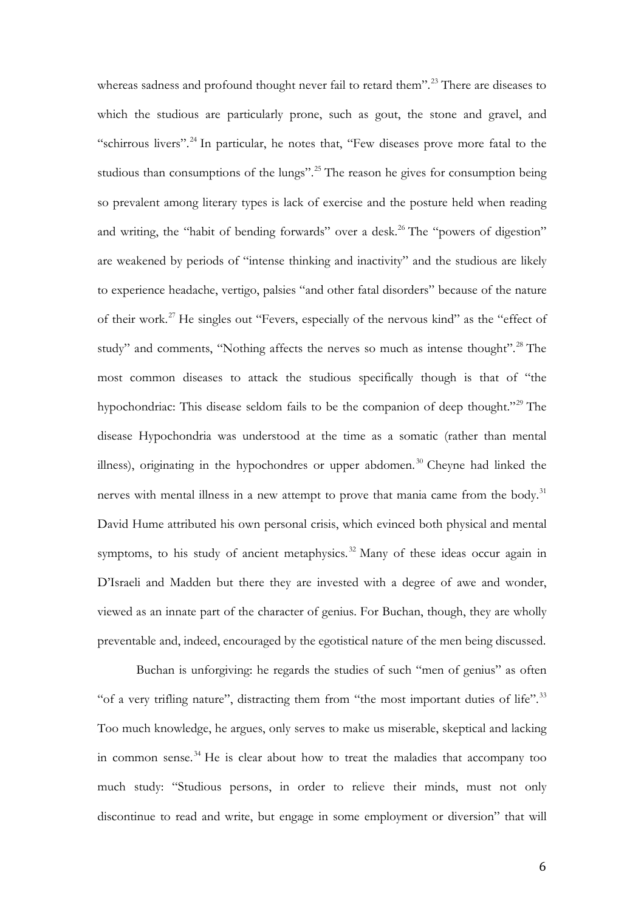whereas sadness and profound thought never fail to retard them".[23] There are diseases to which the studious are particularly prone, such as gout, the stone and gravel, and "schirrous livers".[24] In particular, he notes that, "Few diseases prove more fatal to the studious than consumptions of the lungs".[25] The reason he gives for consumption being so prevalent among literary types is lack of exercise and the posture held when reading and writing, the "habit of bending forwards" over a desk.[26] The "powers of digestion" are weakened by periods of "intense thinking and inactivity" and the studious are likely to experience headache, vertigo, palsies "and other fatal disorders" because of the nature of their work.[27] He singles out "Fevers, especially of the nervous kind" as the "effect of study" and comments, "Nothing affects the nerves so much as intense thought".[28] The most common diseases to attack the studious specifically though is that of "the hypochondriac: This disease seldom fails to be the companion of deep thought."[29] The disease Hypochondria was understood at the time as a somatic (rather than mental illness), originating in the hypochondres or upper abdomen.[30] Cheyne had linked the nerves with mental illness in a new attempt to prove that mania came from the body.[31] David Hume attributed his own personal crisis, which evinced both physical and mental symptoms, to his study of ancient metaphysics.[32] Many of these ideas occur again in D'Israeli and Madden but there they are invested with a degree of awe and wonder, viewed as an innate part of the character of genius. For Buchan, though, they are wholly preventable and, indeed, encouraged by the egotistical nature of the men being discussed.

Buchan is unforgiving: he regards the studies of such "men of genius" as often "of a very trifling nature", distracting them from "the most important duties of life".[33] Too much knowledge, he argues, only serves to make us miserable, skeptical and lacking in common sense.[34] He is clear about how to treat the maladies that accompany too much study: "Studious persons, in order to relieve their minds, must not only discontinue to read and write, but engage in some employment or diversion" that will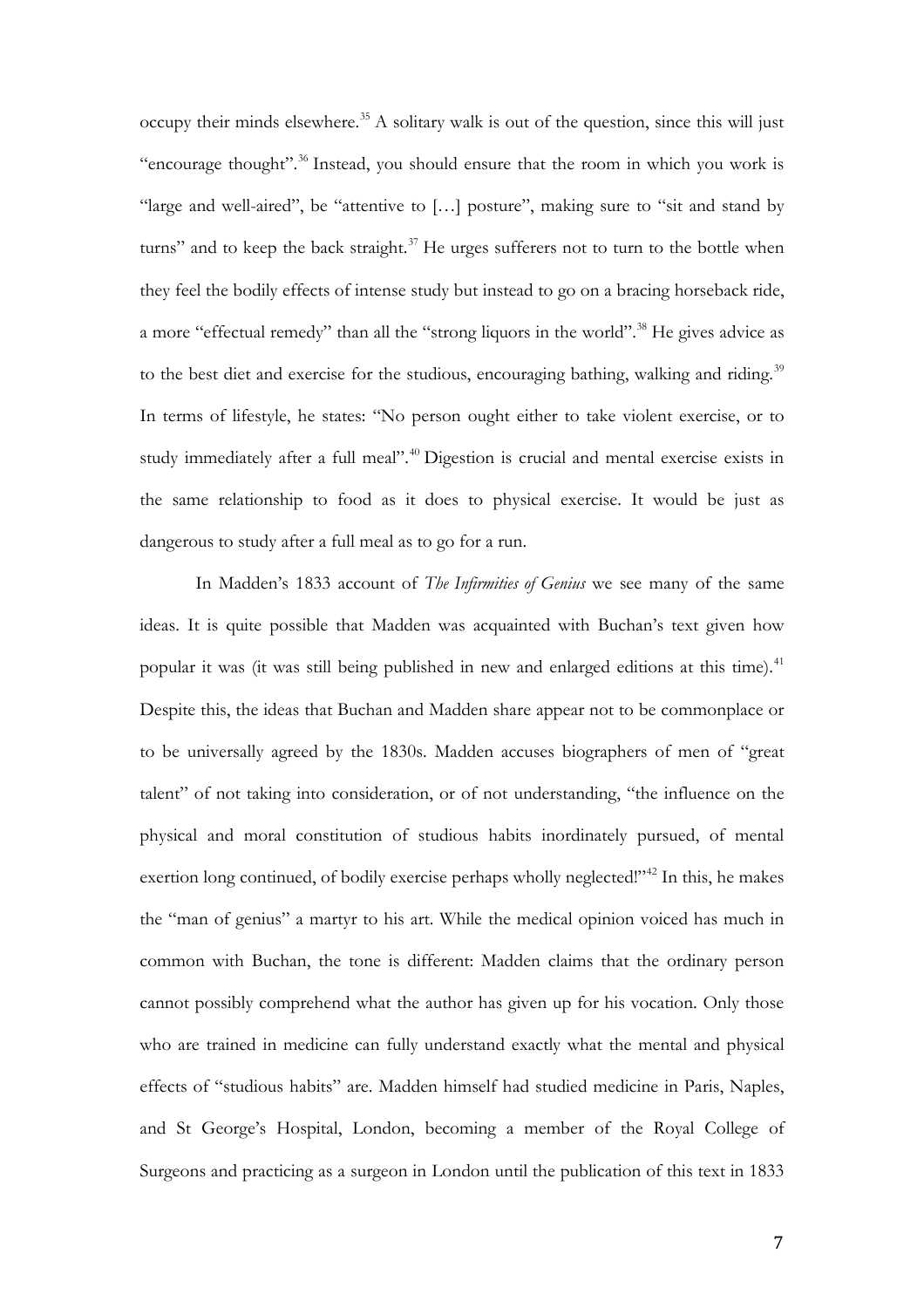occupy their minds elsewhere.[35] A solitary walk is out of the question, since this will just "encourage thought".[36] Instead, you should ensure that the room in which you work is "large and well-aired", be "attentive to […] posture", making sure to "sit and stand by turns" and to keep the back straight.[37] He urges sufferers not to turn to the bottle when they feel the bodily effects of intense study but instead to go on a bracing horseback ride, a more "effectual remedy" than all the "strong liquors in the world".[38] He gives advice as to the best diet and exercise for the studious, encouraging bathing, walking and riding.[39] In terms of lifestyle, he states: "No person ought either to take violent exercise, or to study immediately after a full meal".[40] Digestion is crucial and mental exercise exists in the same relationship to food as it does to physical exercise. It would be just as dangerous to study after a full meal as to go for a run.

In Madden's 1833 account of *The Infirmities of Genius* we see many of the same ideas. It is quite possible that Madden was acquainted with Buchan's text given how popular it was (it was still being published in new and enlarged editions at this time).[41] Despite this, the ideas that Buchan and Madden share appear not to be commonplace or to be universally agreed by the 1830s. Madden accuses biographers of men of "great talent" of not taking into consideration, or of not understanding, "the influence on the physical and moral constitution of studious habits inordinately pursued, of mental exertion long continued, of bodily exercise perhaps wholly neglected!"[42] In this, he makes the "man of genius" a martyr to his art. While the medical opinion voiced has much in common with Buchan, the tone is different: Madden claims that the ordinary person cannot possibly comprehend what the author has given up for his vocation. Only those who are trained in medicine can fully understand exactly what the mental and physical effects of "studious habits" are. Madden himself had studied medicine in Paris, Naples, and St George's Hospital, London, becoming a member of the Royal College of Surgeons and practicing as a surgeon in London until the publication of this text in 1833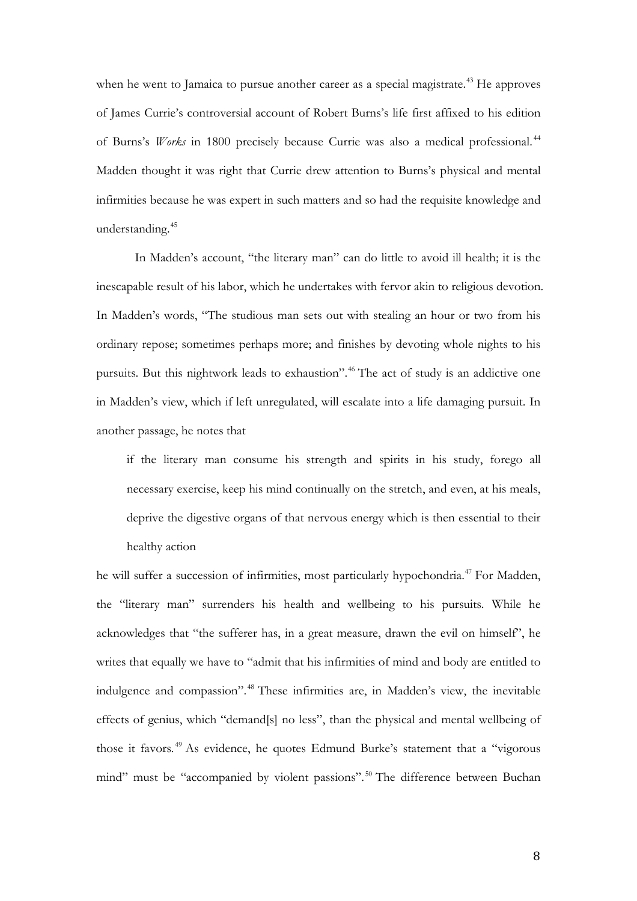when he went to Jamaica to pursue another career as a special magistrate.[43] He approves of James Currie's controversial account of Robert Burns's life first affixed to his edition of Burns's *Works* in 1800 precisely because Currie was also a medical professional.[44] Madden thought it was right that Currie drew attention to Burns's physical and mental infirmities because he was expert in such matters and so had the requisite knowledge and understanding.[45]

In Madden's account, "the literary man" can do little to avoid ill health; it is the inescapable result of his labor, which he undertakes with fervor akin to religious devotion. In Madden's words, "The studious man sets out with stealing an hour or two from his ordinary repose; sometimes perhaps more; and finishes by devoting whole nights to his pursuits. But this nightwork leads to exhaustion".[46] The act of study is an addictive one in Madden's view, which if left unregulated, will escalate into a life damaging pursuit. In another passage, he notes that

> if the literary man consume his strength and spirits in his study, forego all necessary exercise, keep his mind continually on the stretch, and even, at his meals, deprive the digestive organs of that nervous energy which is then essential to their healthy action

he will suffer a succession of infirmities, most particularly hypochondria.[47] For Madden, the "literary man" surrenders his health and wellbeing to his pursuits. While he acknowledges that "the sufferer has, in a great measure, drawn the evil on himself", he writes that equally we have to "admit that his infirmities of mind and body are entitled to indulgence and compassion".[48] These infirmities are, in Madden's view, the inevitable effects of genius, which "demand[s] no less", than the physical and mental wellbeing of those it favors.[49] As evidence, he quotes Edmund Burke's statement that a "vigorous mind" must be "accompanied by violent passions".[50] The difference between Buchan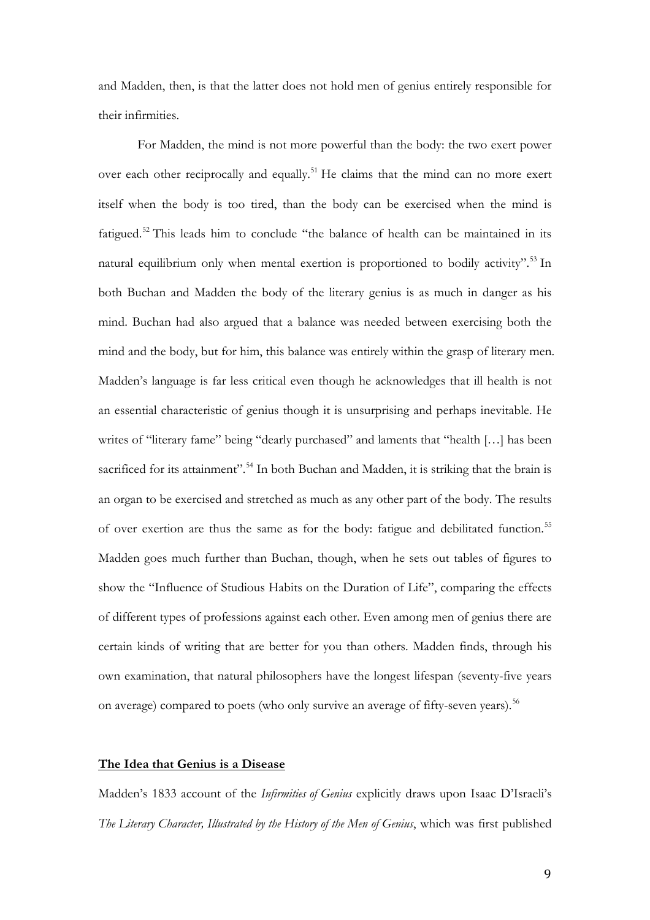and Madden, then, is that the latter does not hold men of genius entirely responsible for their infirmities.

For Madden, the mind is not more powerful than the body: the two exert power over each other reciprocally and equally.[51] He claims that the mind can no more exert itself when the body is too tired, than the body can be exercised when the mind is fatigued.[52] This leads him to conclude "the balance of health can be maintained in its natural equilibrium only when mental exertion is proportioned to bodily activity".[53] In both Buchan and Madden the body of the literary genius is as much in danger as his mind. Buchan had also argued that a balance was needed between exercising both the mind and the body, but for him, this balance was entirely within the grasp of literary men. Madden's language is far less critical even though he acknowledges that ill health is not an essential characteristic of genius though it is unsurprising and perhaps inevitable. He writes of "literary fame" being "dearly purchased" and laments that "health […] has been sacrificed for its attainment".[54] In both Buchan and Madden, it is striking that the brain is an organ to be exercised and stretched as much as any other part of the body. The results of over exertion are thus the same as for the body: fatigue and debilitated function.[55] Madden goes much further than Buchan, though, when he sets out tables of figures to show the "Influence of Studious Habits on the Duration of Life", comparing the effects of different types of professions against each other. Even among men of genius there are certain kinds of writing that are better for you than others. Madden finds, through his own examination, that natural philosophers have the longest lifespan (seventy-five years on average) compared to poets (who only survive an average of fifty-seven years).[56]

## **The Idea that Genius is a Disease**

Madden's 1833 account of the *Infirmities of Genius* explicitly draws upon Isaac D'Israeli's *The Literary Character, Illustrated by the History of the Men of Genius*, which was first published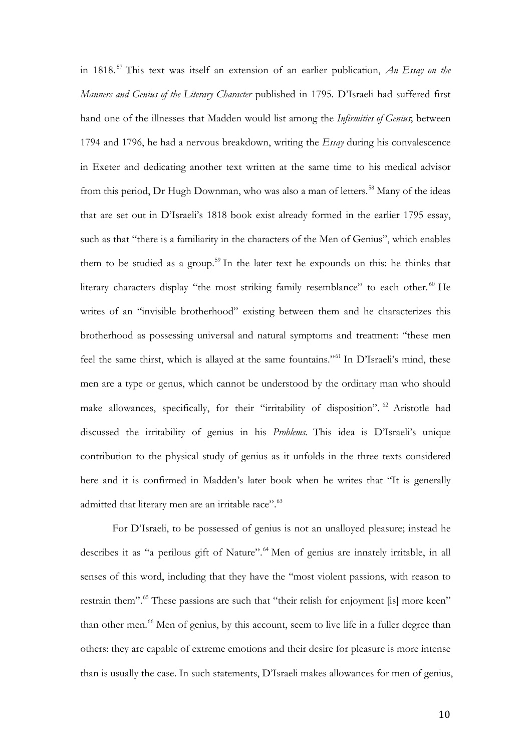in 1818.[57] This text was itself an extension of an earlier publication, *An Essay on the Manners and Genius of the Literary Character* published in 1795. D'Israeli had suffered first hand one of the illnesses that Madden would list among the *Infirmities of Genius*; between 1794 and 1796, he had a nervous breakdown, writing the *Essay* during his convalescence in Exeter and dedicating another text written at the same time to his medical advisor from this period, Dr Hugh Downman, who was also a man of letters.[58] Many of the ideas that are set out in D'Israeli's 1818 book exist already formed in the earlier 1795 essay, such as that "there is a familiarity in the characters of the Men of Genius", which enables them to be studied as a group.[59] In the later text he expounds on this: he thinks that literary characters display "the most striking family resemblance" to each other.[60] He writes of an "invisible brotherhood" existing between them and he characterizes this brotherhood as possessing universal and natural symptoms and treatment: "these men feel the same thirst, which is allayed at the same fountains."[61] In D'Israeli's mind, these men are a type or genus, which cannot be understood by the ordinary man who should make allowances, specifically, for their "irritability of disposition".[62] Aristotle had discussed the irritability of genius in his *Problems*. This idea is D'Israeli's unique contribution to the physical study of genius as it unfolds in the three texts considered here and it is confirmed in Madden's later book when he writes that "It is generally admitted that literary men are an irritable race".[63]

For D'Israeli, to be possessed of genius is not an unalloyed pleasure; instead he describes it as "a perilous gift of Nature".[64] Men of genius are innately irritable, in all senses of this word, including that they have the "most violent passions, with reason to restrain them".[65] These passions are such that "their relish for enjoyment [is] more keen" than other men.[66] Men of genius, by this account, seem to live life in a fuller degree than others: they are capable of extreme emotions and their desire for pleasure is more intense than is usually the case. In such statements, D'Israeli makes allowances for men of genius,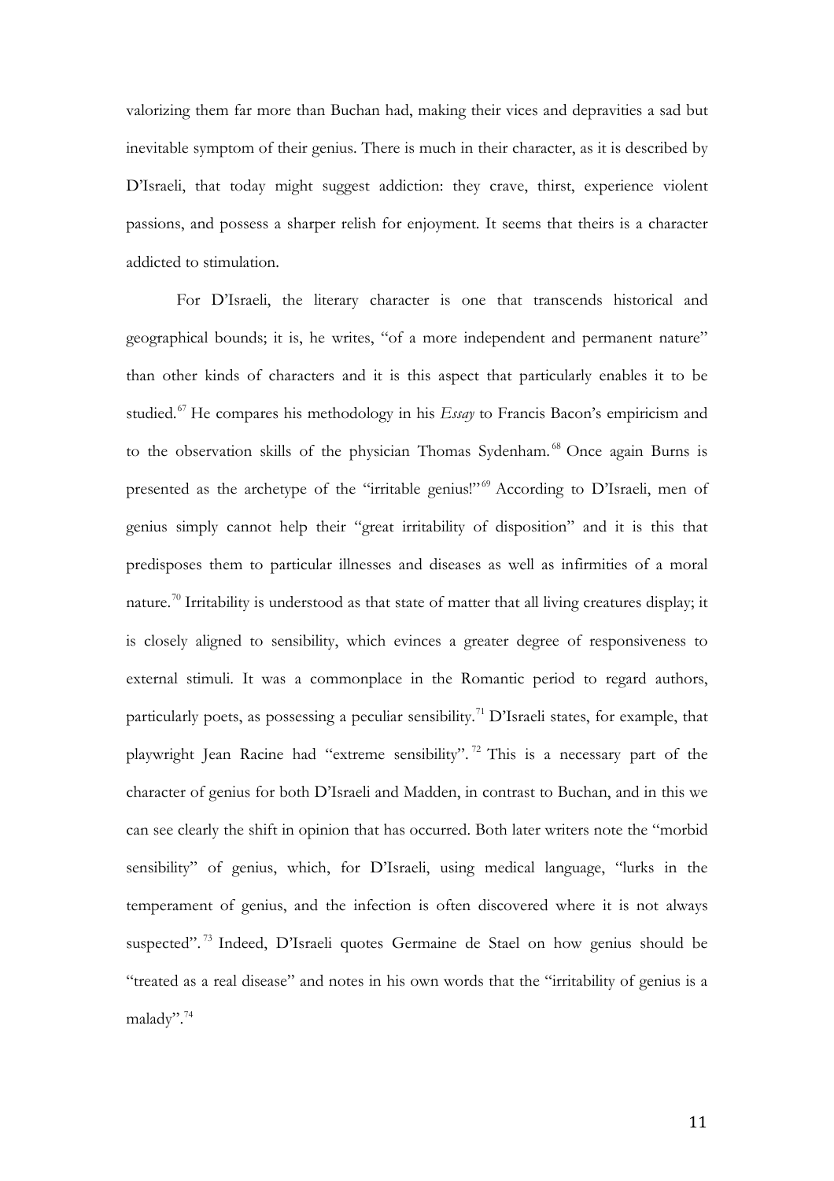valorizing them far more than Buchan had, making their vices and depravities a sad but inevitable symptom of their genius. There is much in their character, as it is described by D'Israeli, that today might suggest addiction: they crave, thirst, experience violent passions, and possess a sharper relish for enjoyment. It seems that theirs is a character addicted to stimulation.

For D'Israeli, the literary character is one that transcends historical and geographical bounds; it is, he writes, "of a more independent and permanent nature" than other kinds of characters and it is this aspect that particularly enables it to be studied.[67] He compares his methodology in his *Essay* to Francis Bacon's empiricism and to the observation skills of the physician Thomas Sydenham.[68] Once again Burns is presented as the archetype of the "irritable genius!"[69] According to D'Israeli, men of genius simply cannot help their "great irritability of disposition" and it is this that predisposes them to particular illnesses and diseases as well as infirmities of a moral nature.[70] Irritability is understood as that state of matter that all living creatures display; it is closely aligned to sensibility, which evinces a greater degree of responsiveness to external stimuli. It was a commonplace in the Romantic period to regard authors, particularly poets, as possessing a peculiar sensibility.[71] D'Israeli states, for example, that playwright Jean Racine had "extreme sensibility".[72] This is a necessary part of the character of genius for both D'Israeli and Madden, in contrast to Buchan, and in this we can see clearly the shift in opinion that has occurred. Both later writers note the "morbid sensibility" of genius, which, for D'Israeli, using medical language, "lurks in the temperament of genius, and the infection is often discovered where it is not always suspected".[73] Indeed, D'Israeli quotes Germaine de Stael on how genius should be "treated as a real disease" and notes in his own words that the "irritability of genius is a malady".[74]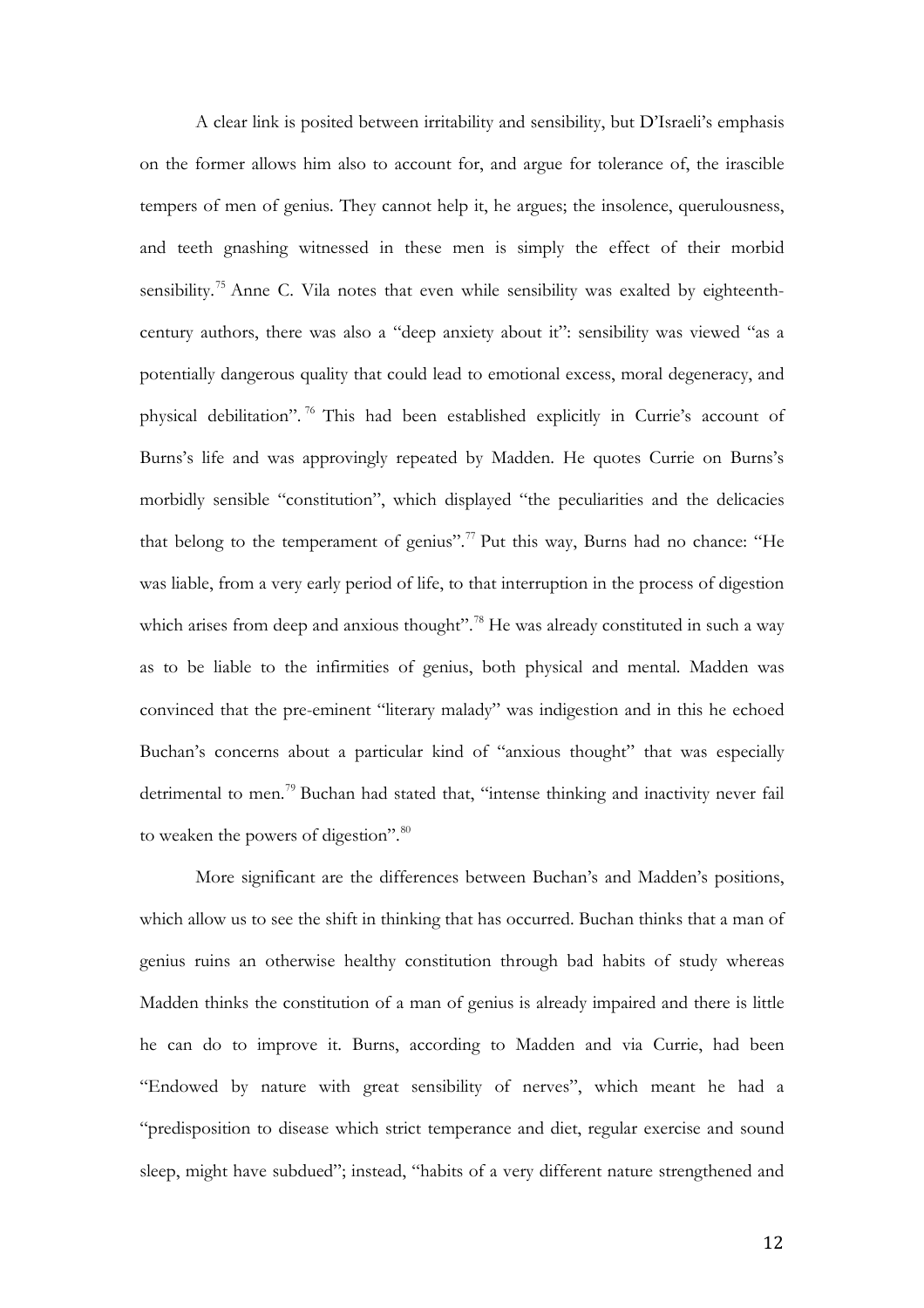A clear link is posited between irritability and sensibility, but D'Israeli's emphasis on the former allows him also to account for, and argue for tolerance of, the irascible tempers of men of genius. They cannot help it, he argues; the insolence, querulousness, and teeth gnashing witnessed in these men is simply the effect of their morbid sensibility.[75] Anne C. Vila notes that even while sensibility was exalted by eighteenth-century authors, there was also a "deep anxiety about it": sensibility was viewed "as a potentially dangerous quality that could lead to emotional excess, moral degeneracy, and physical debilitation".[76] This had been established explicitly in Currie's account of Burns's life and was approvingly repeated by Madden. He quotes Currie on Burns's morbidly sensible "constitution", which displayed "the peculiarities and the delicacies that belong to the temperament of genius".[77] Put this way, Burns had no chance: "He was liable, from a very early period of life, to that interruption in the process of digestion which arises from deep and anxious thought".[78] He was already constituted in such a way as to be liable to the infirmities of genius, both physical and mental. Madden was convinced that the pre-eminent "literary malady" was indigestion and in this he echoed Buchan's concerns about a particular kind of "anxious thought" that was especially detrimental to men.[79] Buchan had stated that, "intense thinking and inactivity never fail to weaken the powers of digestion".[80]

More significant are the differences between Buchan's and Madden's positions, which allow us to see the shift in thinking that has occurred. Buchan thinks that a man of genius ruins an otherwise healthy constitution through bad habits of study whereas Madden thinks the constitution of a man of genius is already impaired and there is little he can do to improve it. Burns, according to Madden and via Currie, had been "Endowed by nature with great sensibility of nerves", which meant he had a "predisposition to disease which strict temperance and diet, regular exercise and sound sleep, might have subdued"; instead, "habits of a very different nature strengthened and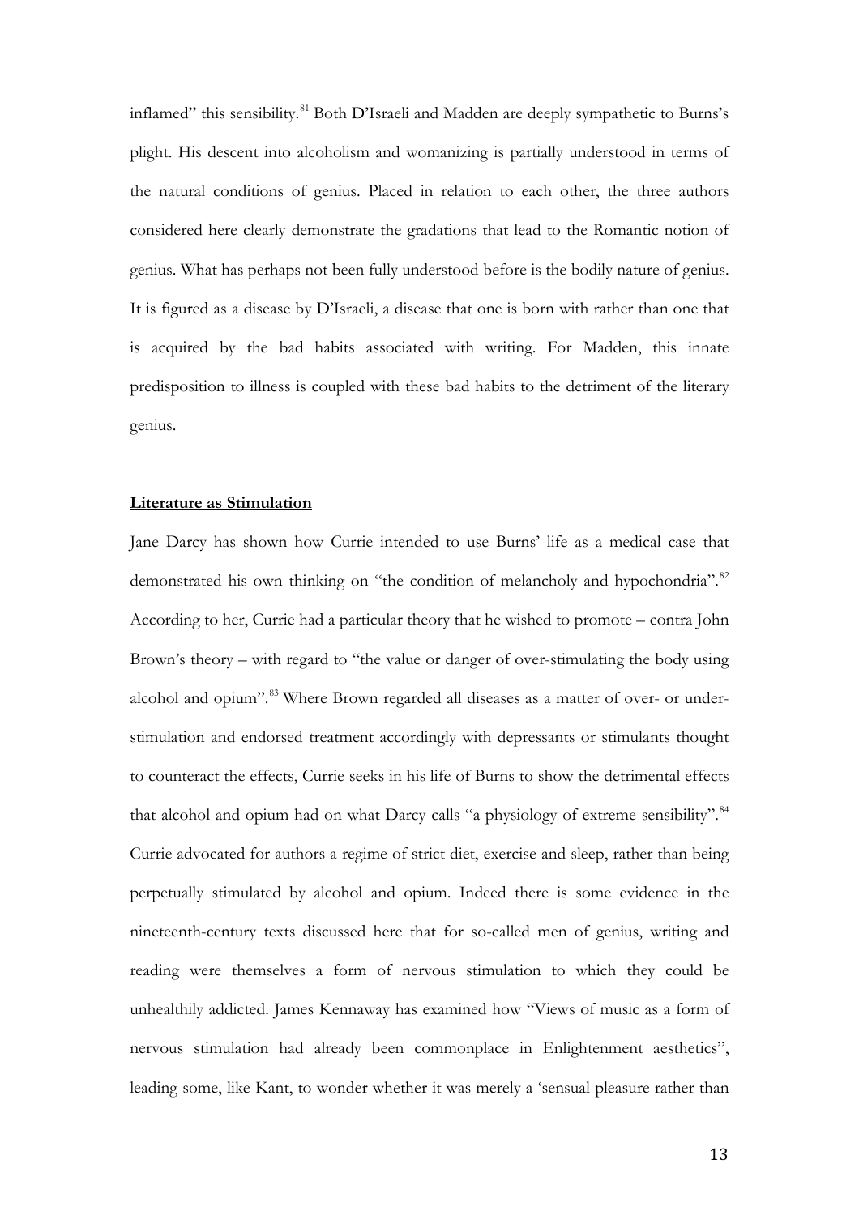inflamed" this sensibility.[81] Both D'Israeli and Madden are deeply sympathetic to Burns's plight. His descent into alcoholism and womanizing is partially understood in terms of the natural conditions of genius. Placed in relation to each other, the three authors considered here clearly demonstrate the gradations that lead to the Romantic notion of genius. What has perhaps not been fully understood before is the bodily nature of genius. It is figured as a disease by D'Israeli, a disease that one is born with rather than one that is acquired by the bad habits associated with writing. For Madden, this innate predisposition to illness is coupled with these bad habits to the detriment of the literary genius.

## **Literature as Stimulation**

Jane Darcy has shown how Currie intended to use Burns' life as a medical case that demonstrated his own thinking on "the condition of melancholy and hypochondria".[82] According to her, Currie had a particular theory that he wished to promote – contra John Brown's theory – with regard to "the value or danger of over-stimulating the body using alcohol and opium".[83] Where Brown regarded all diseases as a matter of over- or under-stimulation and endorsed treatment accordingly with depressants or stimulants thought to counteract the effects, Currie seeks in his life of Burns to show the detrimental effects that alcohol and opium had on what Darcy calls "a physiology of extreme sensibility".[84] Currie advocated for authors a regime of strict diet, exercise and sleep, rather than being perpetually stimulated by alcohol and opium. Indeed there is some evidence in the nineteenth-century texts discussed here that for so-called men of genius, writing and reading were themselves a form of nervous stimulation to which they could be unhealthily addicted. James Kennaway has examined how "Views of music as a form of nervous stimulation had already been commonplace in Enlightenment aesthetics", leading some, like Kant, to wonder whether it was merely a 'sensual pleasure rather than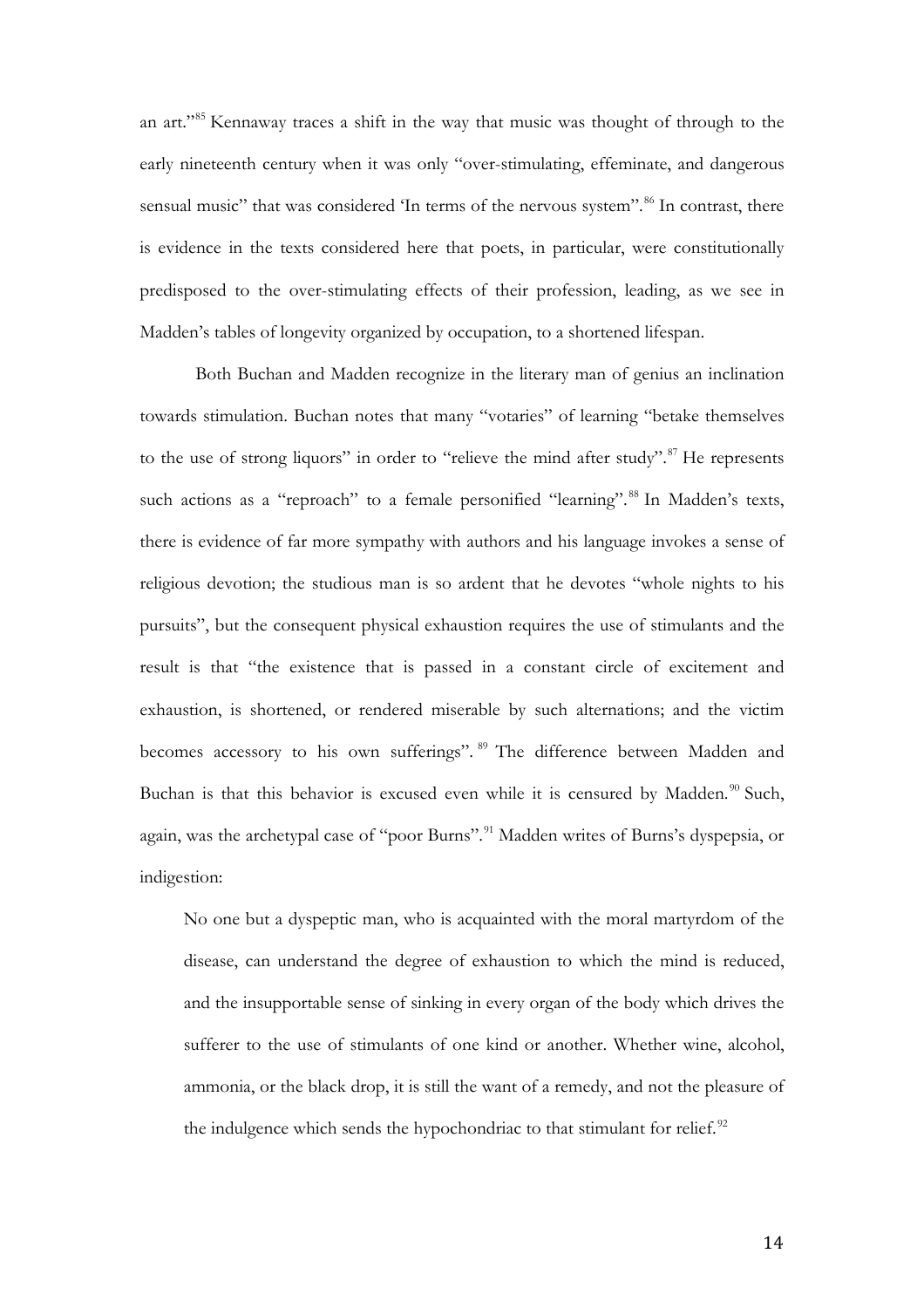an art."[85] Kennaway traces a shift in the way that music was thought of through to the early nineteenth century when it was only "over-stimulating, effeminate, and dangerous sensual music" that was considered 'In terms of the nervous system".[86] In contrast, there is evidence in the texts considered here that poets, in particular, were constitutionally predisposed to the over-stimulating effects of their profession, leading, as we see in Madden's tables of longevity organized by occupation, to a shortened lifespan.

Both Buchan and Madden recognize in the literary man of genius an inclination towards stimulation. Buchan notes that many "votaries" of learning "betake themselves to the use of strong liquors" in order to "relieve the mind after study".[87] He represents such actions as a "reproach" to a female personified "learning".[88] In Madden's texts, there is evidence of far more sympathy with authors and his language invokes a sense of religious devotion; the studious man is so ardent that he devotes "whole nights to his pursuits", but the consequent physical exhaustion requires the use of stimulants and the result is that "the existence that is passed in a constant circle of excitement and exhaustion, is shortened, or rendered miserable by such alternations; and the victim becomes accessory to his own sufferings".[89] The difference between Madden and Buchan is that this behavior is excused even while it is censured by Madden.[90] Such, again, was the archetypal case of "poor Burns".[91] Madden writes of Burns's dyspepsia, or indigestion:

> No one but a dyspeptic man, who is acquainted with the moral martyrdom of the disease, can understand the degree of exhaustion to which the mind is reduced, and the insupportable sense of sinking in every organ of the body which drives the sufferer to the use of stimulants of one kind or another. Whether wine, alcohol, ammonia, or the black drop, it is still the want of a remedy, and not the pleasure of the indulgence which sends the hypochondriac to that stimulant for relief.[92]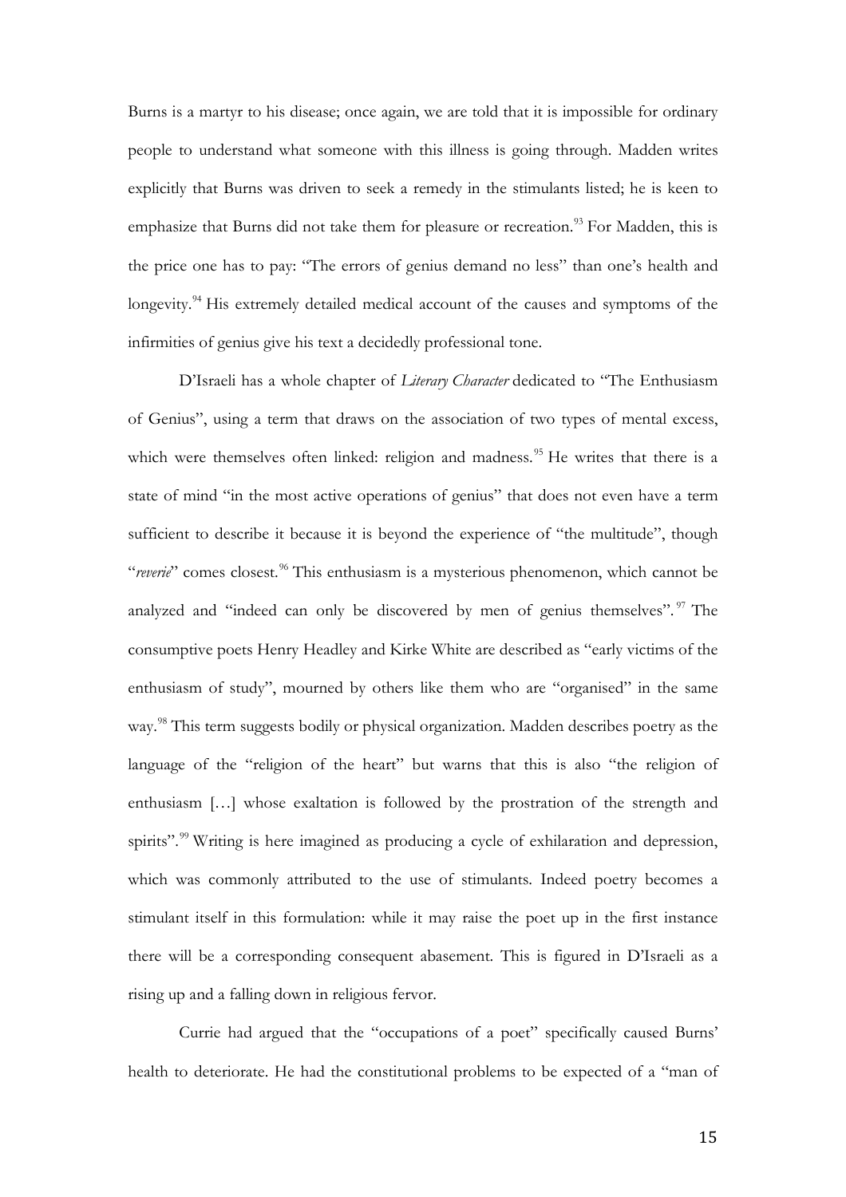Burns is a martyr to his disease; once again, we are told that it is impossible for ordinary people to understand what someone with this illness is going through. Madden writes explicitly that Burns was driven to seek a remedy in the stimulants listed; he is keen to emphasize that Burns did not take them for pleasure or recreation.[93] For Madden, this is the price one has to pay: "The errors of genius demand no less" than one's health and longevity.[94] His extremely detailed medical account of the causes and symptoms of the infirmities of genius give his text a decidedly professional tone.

D'Israeli has a whole chapter of *Literary Character* dedicated to "The Enthusiasm of Genius", using a term that draws on the association of two types of mental excess, which were themselves often linked: religion and madness.[95] He writes that there is a state of mind "in the most active operations of genius" that does not even have a term sufficient to describe it because it is beyond the experience of "the multitude", though "*reverie*" comes closest.[96] This enthusiasm is a mysterious phenomenon, which cannot be analyzed and "indeed can only be discovered by men of genius themselves".[97] The consumptive poets Henry Headley and Kirke White are described as "early victims of the enthusiasm of study", mourned by others like them who are "organised" in the same way.[98] This term suggests bodily or physical organization. Madden describes poetry as the language of the "religion of the heart" but warns that this is also "the religion of enthusiasm […] whose exaltation is followed by the prostration of the strength and spirits".[99] Writing is here imagined as producing a cycle of exhilaration and depression, which was commonly attributed to the use of stimulants. Indeed poetry becomes a stimulant itself in this formulation: while it may raise the poet up in the first instance there will be a corresponding consequent abasement. This is figured in D'Israeli as a rising up and a falling down in religious fervor.

Currie had argued that the "occupations of a poet" specifically caused Burns' health to deteriorate. He had the constitutional problems to be expected of a "man of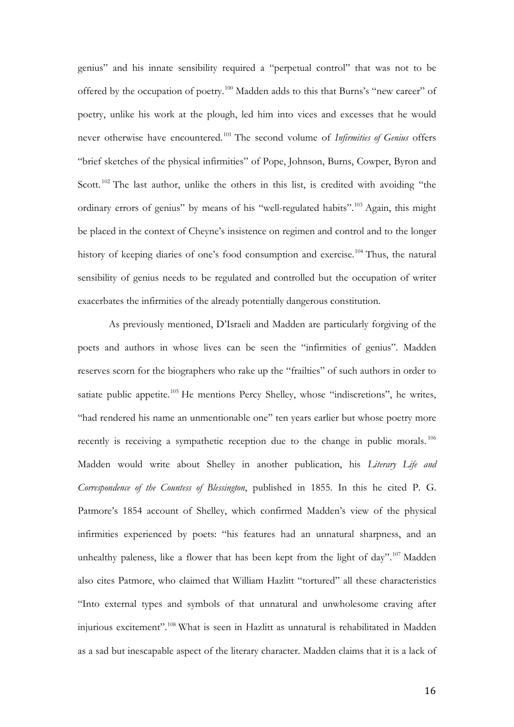genius" and his innate sensibility required a "perpetual control" that was not to be offered by the occupation of poetry.[100] Madden adds to this that Burns's "new career" of poetry, unlike his work at the plough, led him into vices and excesses that he would never otherwise have encountered.[101] The second volume of *Infirmities of Genius* offers "brief sketches of the physical infirmities" of Pope, Johnson, Burns, Cowper, Byron and Scott.[102] The last author, unlike the others in this list, is credited with avoiding "the ordinary errors of genius" by means of his "well-regulated habits".[103] Again, this might be placed in the context of Cheyne's insistence on regimen and control and to the longer history of keeping diaries of one's food consumption and exercise.[104] Thus, the natural sensibility of genius needs to be regulated and controlled but the occupation of writer exacerbates the infirmities of the already potentially dangerous constitution.

As previously mentioned, D'Israeli and Madden are particularly forgiving of the poets and authors in whose lives can be seen the "infirmities of genius". Madden reserves scorn for the biographers who rake up the "frailties" of such authors in order to satiate public appetite.[105] He mentions Percy Shelley, whose "indiscretions", he writes, "had rendered his name an unmentionable one" ten years earlier but whose poetry more recently is receiving a sympathetic reception due to the change in public morals.[106] Madden would write about Shelley in another publication, his *Literary Life and Correspondence of the Countess of Blessington*, published in 1855. In this he cited P. G. Patmore's 1854 account of Shelley, which confirmed Madden's view of the physical infirmities experienced by poets: "his features had an unnatural sharpness, and an unhealthy paleness, like a flower that has been kept from the light of day".[107] Madden also cites Patmore, who claimed that William Hazlitt "tortured" all these characteristics "Into external types and symbols of that unnatural and unwholesome craving after injurious excitement".[108] What is seen in Hazlitt as unnatural is rehabilitated in Madden as a sad but inescapable aspect of the literary character. Madden claims that it is a lack of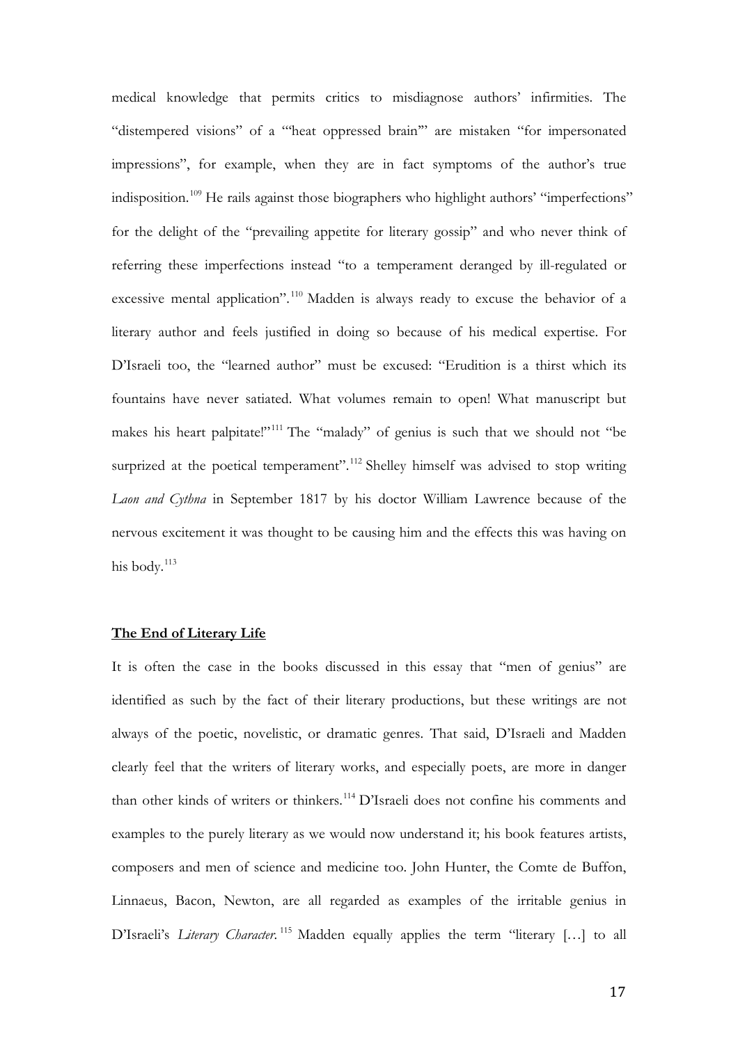medical knowledge that permits critics to misdiagnose authors' infirmities. The "distempered visions" of a "'heat oppressed brain'" are mistaken "for impersonated impressions", for example, when they are in fact symptoms of the author's true indisposition.[109] He rails against those biographers who highlight authors' "imperfections" for the delight of the "prevailing appetite for literary gossip" and who never think of referring these imperfections instead "to a temperament deranged by ill-regulated or excessive mental application".[110] Madden is always ready to excuse the behavior of a literary author and feels justified in doing so because of his medical expertise. For D'Israeli too, the "learned author" must be excused: "Erudition is a thirst which its fountains have never satiated. What volumes remain to open! What manuscript but makes his heart palpitate!"[111] The "malady" of genius is such that we should not "be surprized at the poetical temperament".[112] Shelley himself was advised to stop writing *Laon and Cythna* in September 1817 by his doctor William Lawrence because of the nervous excitement it was thought to be causing him and the effects this was having on his body.[113]

## The End of Literary Life

It is often the case in the books discussed in this essay that "men of genius" are identified as such by the fact of their literary productions, but these writings are not always of the poetic, novelistic, or dramatic genres. That said, D'Israeli and Madden clearly feel that the writers of literary works, and especially poets, are more in danger than other kinds of writers or thinkers.[114] D'Israeli does not confine his comments and examples to the purely literary as we would now understand it; his book features artists, composers and men of science and medicine too. John Hunter, the Comte de Buffon, Linnaeus, Bacon, Newton, are all regarded as examples of the irritable genius in D'Israeli's *Literary Character*.[115] Madden equally applies the term "literary […] to all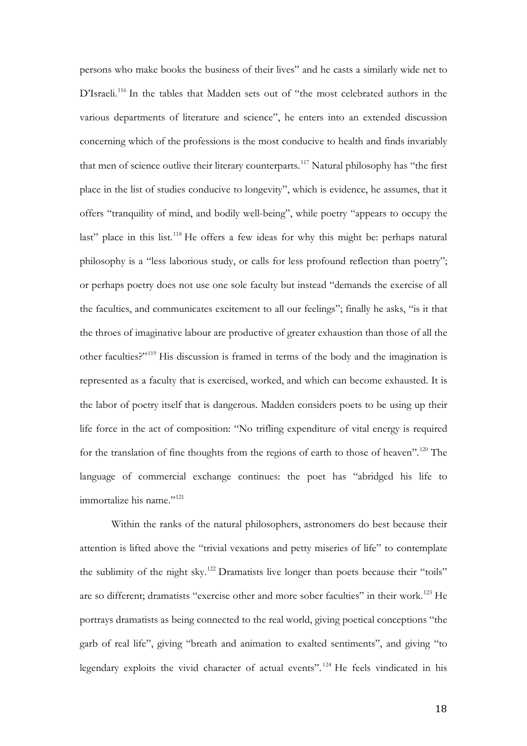persons who make books the business of their lives" and he casts a similarly wide net to D'Israeli.[116] In the tables that Madden sets out of "the most celebrated authors in the various departments of literature and science", he enters into an extended discussion concerning which of the professions is the most conducive to health and finds invariably that men of science outlive their literary counterparts.[117] Natural philosophy has "the first place in the list of studies conducive to longevity", which is evidence, he assumes, that it offers "tranquility of mind, and bodily well-being", while poetry "appears to occupy the last" place in this list.[118] He offers a few ideas for why this might be: perhaps natural philosophy is a "less laborious study, or calls for less profound reflection than poetry"; or perhaps poetry does not use one sole faculty but instead "demands the exercise of all the faculties, and communicates excitement to all our feelings"; finally he asks, "is it that the throes of imaginative labour are productive of greater exhaustion than those of all the other faculties?"[119] His discussion is framed in terms of the body and the imagination is represented as a faculty that is exercised, worked, and which can become exhausted. It is the labor of poetry itself that is dangerous. Madden considers poets to be using up their life force in the act of composition: "No trifling expenditure of vital energy is required for the translation of fine thoughts from the regions of earth to those of heaven".[120] The language of commercial exchange continues: the poet has "abridged his life to immortalize his name."[121]

Within the ranks of the natural philosophers, astronomers do best because their attention is lifted above the "trivial vexations and petty miseries of life" to contemplate the sublimity of the night sky.[122] Dramatists live longer than poets because their "toils" are so different; dramatists "exercise other and more sober faculties" in their work.[123] He portrays dramatists as being connected to the real world, giving poetical conceptions "the garb of real life", giving "breath and animation to exalted sentiments", and giving "to legendary exploits the vivid character of actual events".[124] He feels vindicated in his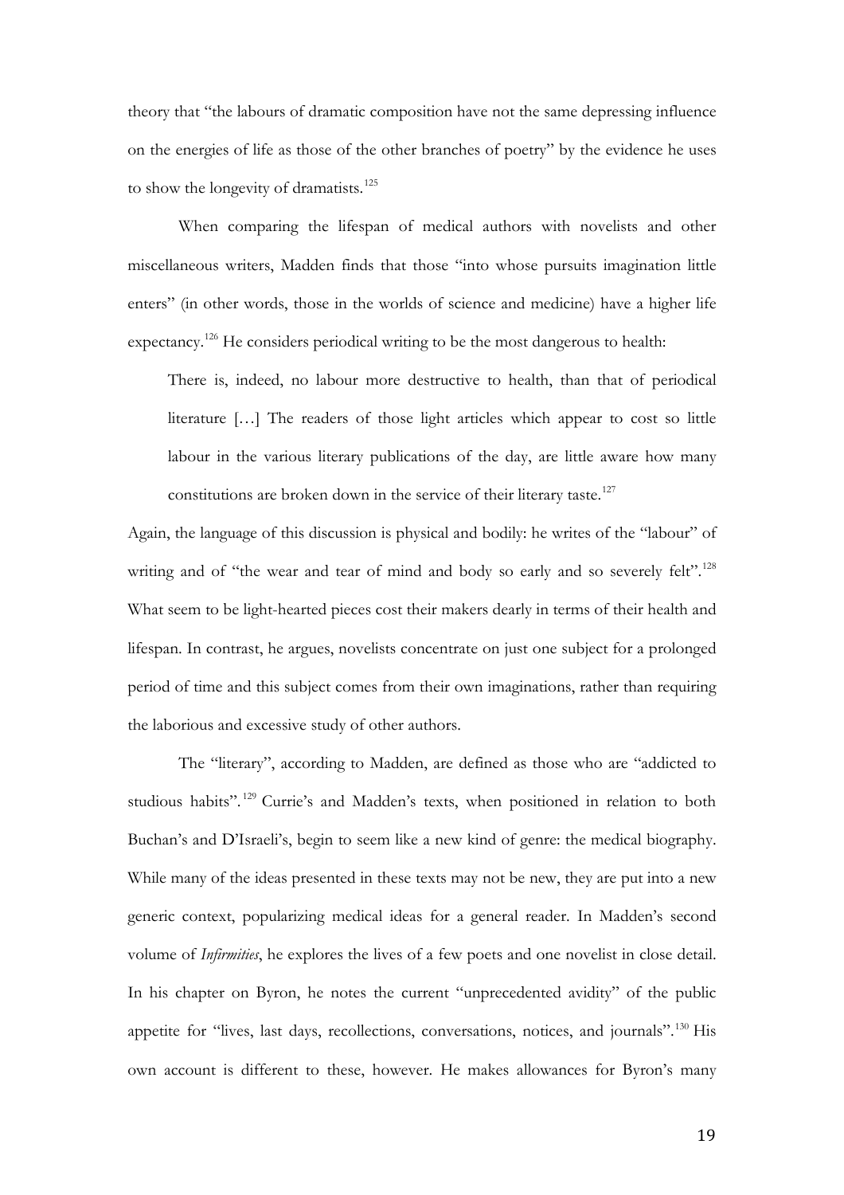theory that "the labours of dramatic composition have not the same depressing influence on the energies of life as those of the other branches of poetry" by the evidence he uses to show the longevity of dramatists.[125]

When comparing the lifespan of medical authors with novelists and other miscellaneous writers, Madden finds that those "into whose pursuits imagination little enters" (in other words, those in the worlds of science and medicine) have a higher life expectancy.[126] He considers periodical writing to be the most dangerous to health:

> There is, indeed, no labour more destructive to health, than that of periodical literature […] The readers of those light articles which appear to cost so little labour in the various literary publications of the day, are little aware how many constitutions are broken down in the service of their literary taste.[127]

Again, the language of this discussion is physical and bodily: he writes of the "labour" of writing and of "the wear and tear of mind and body so early and so severely felt".[128] What seem to be light-hearted pieces cost their makers dearly in terms of their health and lifespan. In contrast, he argues, novelists concentrate on just one subject for a prolonged period of time and this subject comes from their own imaginations, rather than requiring the laborious and excessive study of other authors.

The "literary", according to Madden, are defined as those who are "addicted to studious habits".[129] Currie's and Madden's texts, when positioned in relation to both Buchan's and D'Israeli's, begin to seem like a new kind of genre: the medical biography. While many of the ideas presented in these texts may not be new, they are put into a new generic context, popularizing medical ideas for a general reader. In Madden's second volume of *Infirmities*, he explores the lives of a few poets and one novelist in close detail. In his chapter on Byron, he notes the current "unprecedented avidity" of the public appetite for "lives, last days, recollections, conversations, notices, and journals".[130] His own account is different to these, however. He makes allowances for Byron's many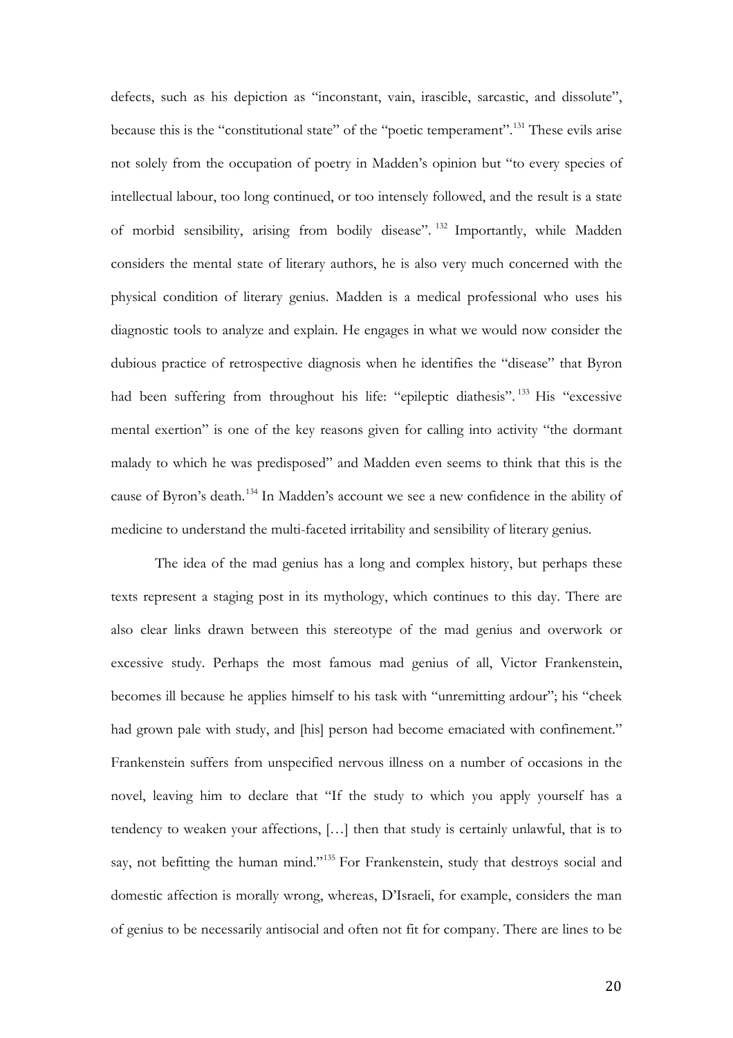defects, such as his depiction as "inconstant, vain, irascible, sarcastic, and dissolute", because this is the "constitutional state" of the "poetic temperament".[131] These evils arise not solely from the occupation of poetry in Madden's opinion but "to every species of intellectual labour, too long continued, or too intensely followed, and the result is a state of morbid sensibility, arising from bodily disease".[132] Importantly, while Madden considers the mental state of literary authors, he is also very much concerned with the physical condition of literary genius. Madden is a medical professional who uses his diagnostic tools to analyze and explain. He engages in what we would now consider the dubious practice of retrospective diagnosis when he identifies the "disease" that Byron had been suffering from throughout his life: "epileptic diathesis".[133] His "excessive mental exertion" is one of the key reasons given for calling into activity "the dormant malady to which he was predisposed" and Madden even seems to think that this is the cause of Byron's death.[134] In Madden's account we see a new confidence in the ability of medicine to understand the multi-faceted irritability and sensibility of literary genius.

The idea of the mad genius has a long and complex history, but perhaps these texts represent a staging post in its mythology, which continues to this day. There are also clear links drawn between this stereotype of the mad genius and overwork or excessive study. Perhaps the most famous mad genius of all, Victor Frankenstein, becomes ill because he applies himself to his task with "unremitting ardour"; his "cheek had grown pale with study, and [his] person had become emaciated with confinement." Frankenstein suffers from unspecified nervous illness on a number of occasions in the novel, leaving him to declare that "If the study to which you apply yourself has a tendency to weaken your affections, […] then that study is certainly unlawful, that is to say, not befitting the human mind."[135] For Frankenstein, study that destroys social and domestic affection is morally wrong, whereas, D'Israeli, for example, considers the man of genius to be necessarily antisocial and often not fit for company. There are lines to be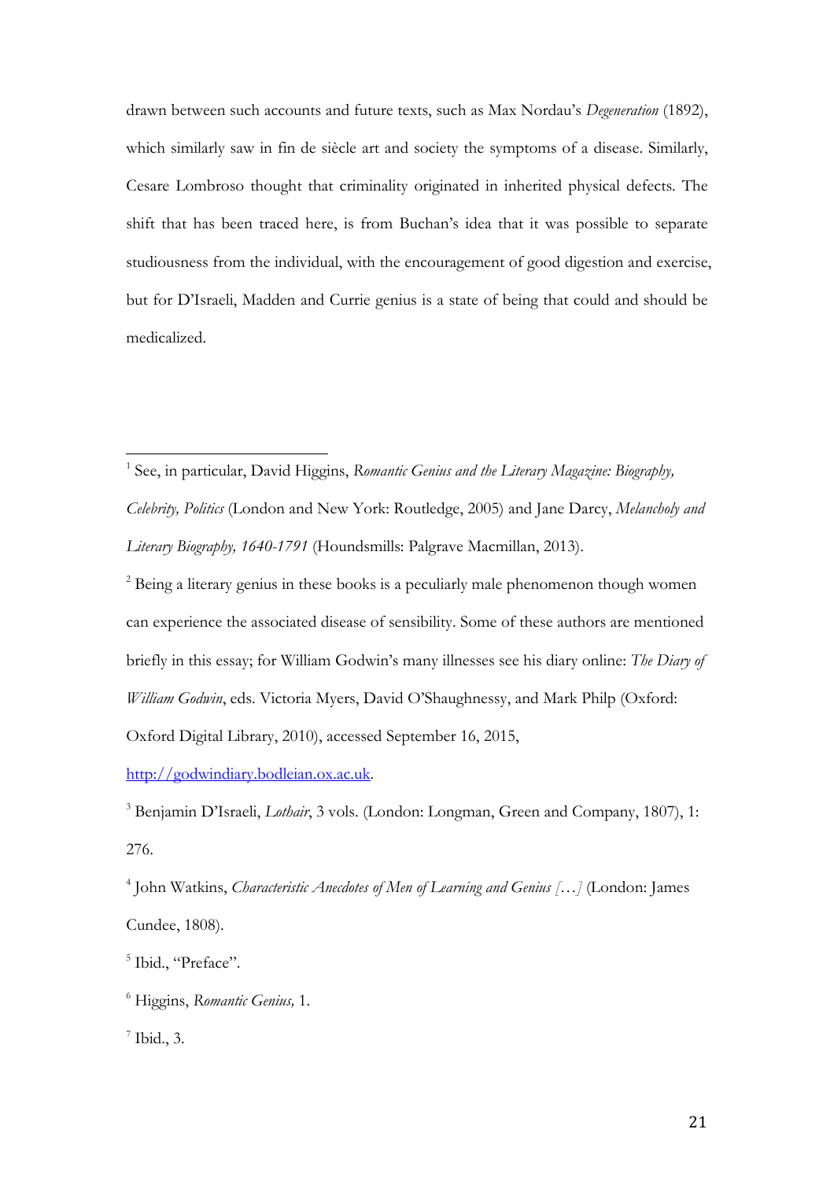drawn between such accounts and future texts, such as Max Nordau's *Degeneration* (1892), which similarly saw in fin de siècle art and society the symptoms of a disease. Similarly, Cesare Lombroso thought that criminality originated in inherited physical defects. The shift that has been traced here, is from Buchan's idea that it was possible to separate studiousness from the individual, with the encouragement of good digestion and exercise, but for D'Israeli, Madden and Currie genius is a state of being that could and should be medicalized.

---

[1] See, in particular, David Higgins, *Romantic Genius and the Literary Magazine: Biography, Celebrity, Politics* (London and New York: Routledge, 2005) and Jane Darcy, *Melancholy and Literary Biography, 1640-1791* (Houndsmills: Palgrave Macmillan, 2013).

[2] Being a literary genius in these books is a peculiarly male phenomenon though women can experience the associated disease of sensibility. Some of these authors are mentioned briefly in this essay; for William Godwin's many illnesses see his diary online: *The Diary of William Godwin*, eds. Victoria Myers, David O'Shaughnessy, and Mark Philp (Oxford: Oxford Digital Library, 2010), accessed September 16, 2015, [http://godwindiary.bodleian.ox.ac.uk](http://godwindiary.bodleian.ox.ac.uk).

[3] Benjamin D'Israeli, *Lothair*, 3 vols. (London: Longman, Green and Company, 1807), 1: 276.

[4] John Watkins, *Characteristic Anecdotes of Men of Learning and Genius […]* (London: James Cundee, 1808).

[5] Ibid., "Preface".

[6] Higgins, *Romantic Genius,* 1.

[7] Ibid., 3.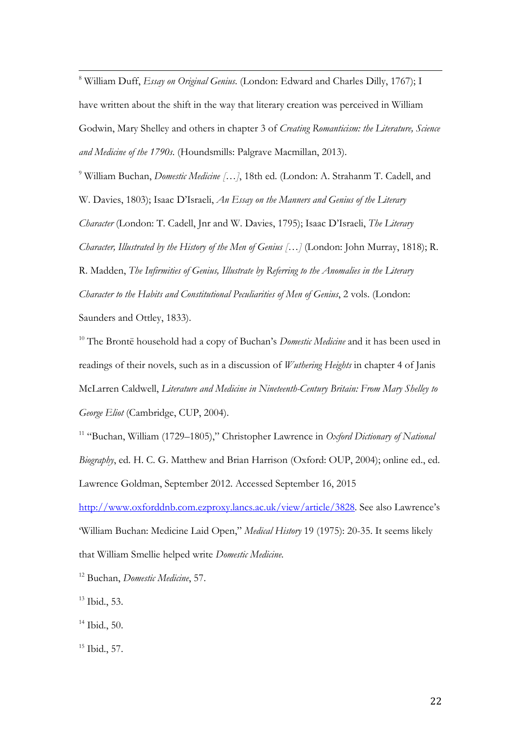[8] William Duff, *Essay on Original Genius.* (London: Edward and Charles Dilly, 1767); I have written about the shift in the way that literary creation was perceived in William Godwin, Mary Shelley and others in chapter 3 of *Creating Romanticism: the Literature, Science and Medicine of the 1790s.* (Houndsmills: Palgrave Macmillan, 2013).

[9] William Buchan, *Domestic Medicine […]*, 18th ed. (London: A. Strahanm T. Cadell, and W. Davies, 1803); Isaac D'Israeli, *An Essay on the Manners and Genius of the Literary Character* (London: T. Cadell, Jnr and W. Davies, 1795); Isaac D'Israeli, *The Literary Character, Illustrated by the History of the Men of Genius […]* (London: John Murray, 1818); R. R. Madden, *The Infirmities of Genius, Illustrate by Referring to the Anomalies in the Literary Character to the Habits and Constitutional Peculiarities of Men of Genius*, 2 vols. (London: Saunders and Ottley, 1833).

[10] The Brontë household had a copy of Buchan's *Domestic Medicine* and it has been used in readings of their novels, such as in a discussion of *Wuthering Heights* in chapter 4 of Janis McLarren Caldwell, *Literature and Medicine in Nineteenth-Century Britain: From Mary Shelley to George Eliot* (Cambridge, CUP, 2004).

[11] "Buchan, William (1729–1805)," Christopher Lawrence in *Oxford Dictionary of National Biography*, ed. H. C. G. Matthew and Brian Harrison (Oxford: OUP, 2004); online ed., ed. Lawrence Goldman, September 2012. Accessed September 16, 2015 http://www.oxforddnb.com.ezproxy.lancs.ac.uk/view/article/3828. See also Lawrence's 'William Buchan: Medicine Laid Open," *Medical History* 19 (1975): 20-35. It seems likely that William Smellie helped write *Domestic Medicine.*

[12] Buchan, *Domestic Medicine*, 57.

[13] Ibid., 53.

[14] Ibid., 50.

[15] Ibid., 57.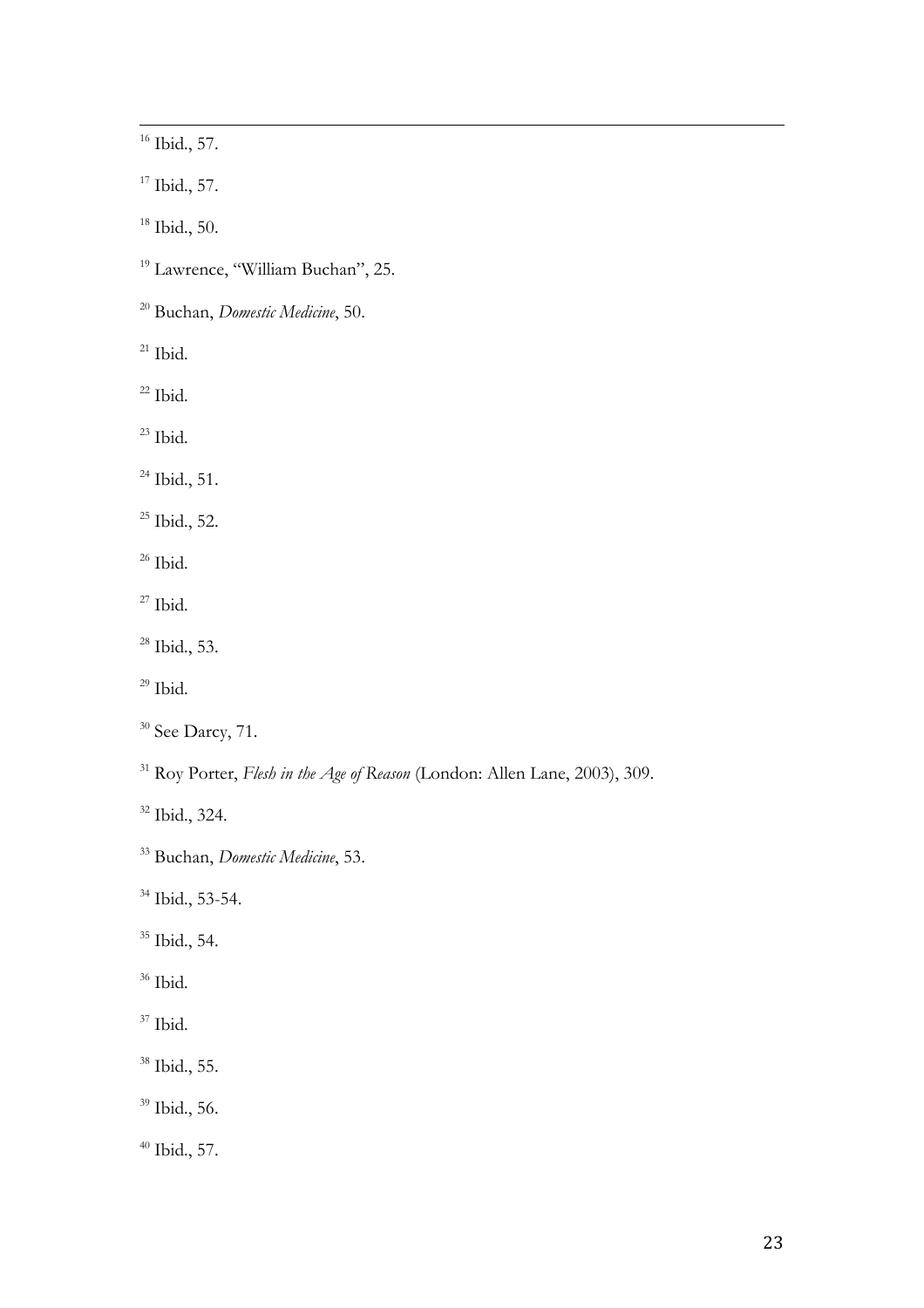[16] Ibid., 57.

[17] Ibid., 57.

[18] Ibid., 50.

[19] Lawrence, "William Buchan", 25.

[20] Buchan, *Domestic Medicine*, 50.

[21] Ibid.

[22] Ibid.

[23] Ibid.

[24] Ibid., 51.

[25] Ibid., 52.

[26] Ibid.

[27] Ibid.

[28] Ibid., 53.

[29] Ibid.

[30] See Darcy, 71.

[31] Roy Porter, *Flesh in the Age of Reason* (London: Allen Lane, 2003), 309.

[32] Ibid., 324.

[33] Buchan, *Domestic Medicine*, 53.

[34] Ibid., 53-54.

[35] Ibid., 54.

[36] Ibid.

[37] Ibid.

[38] Ibid., 55.

[39] Ibid., 56.

[40] Ibid., 57.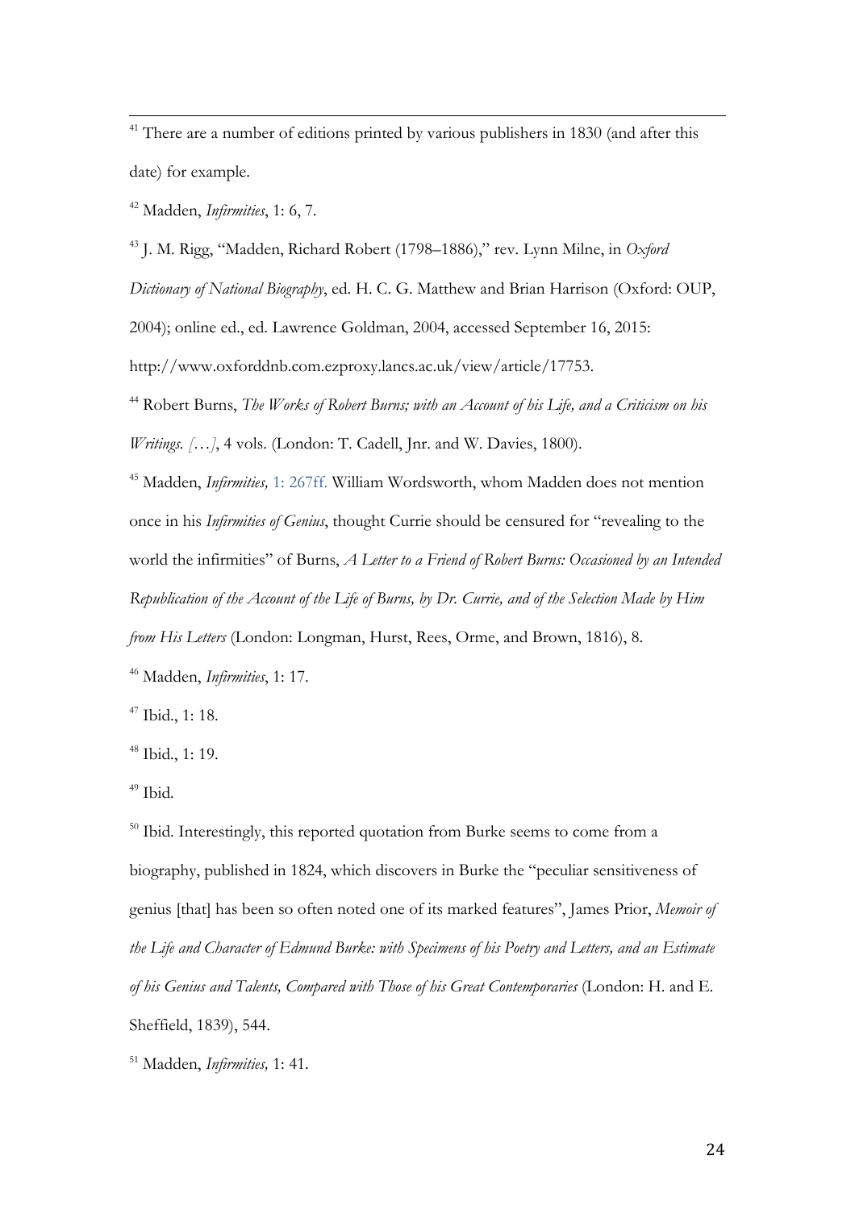[41] There are a number of editions printed by various publishers in 1830 (and after this date) for example.

[42] Madden, *Infirmities*, 1: 6, 7.

[43] J. M. Rigg, "Madden, Richard Robert (1798–1886)," rev. Lynn Milne, in *Oxford Dictionary of National Biography*, ed. H. C. G. Matthew and Brian Harrison (Oxford: OUP, 2004); online ed., ed. Lawrence Goldman, 2004, accessed September 16, 2015: http://www.oxforddnb.com.ezproxy.lancs.ac.uk/view/article/17753.

[44] Robert Burns, *The Works of Robert Burns; with an Account of his Life, and a Criticism on his Writings. […]*, 4 vols. (London: T. Cadell, Jnr. and W. Davies, 1800).

[45] Madden, *Infirmities,* 1: 267ff. William Wordsworth, whom Madden does not mention once in his *Infirmities of Genius*, thought Currie should be censured for "revealing to the world the infirmities" of Burns, *A Letter to a Friend of Robert Burns: Occasioned by an Intended Republication of the Account of the Life of Burns, by Dr. Currie, and of the Selection Made by Him from His Letters* (London: Longman, Hurst, Rees, Orme, and Brown, 1816), 8.

[46] Madden, *Infirmities*, 1: 17.

[47] Ibid., 1: 18.

[48] Ibid., 1: 19.

[49] Ibid.

[50] Ibid. Interestingly, this reported quotation from Burke seems to come from a biography, published in 1824, which discovers in Burke the "peculiar sensitiveness of genius [that] has been so often noted one of its marked features", James Prior, *Memoir of the Life and Character of Edmund Burke: with Specimens of his Poetry and Letters, and an Estimate of his Genius and Talents, Compared with Those of his Great Contemporaries* (London: H. and E. Sheffield, 1839), 544.

[51] Madden, *Infirmities,* 1: 41.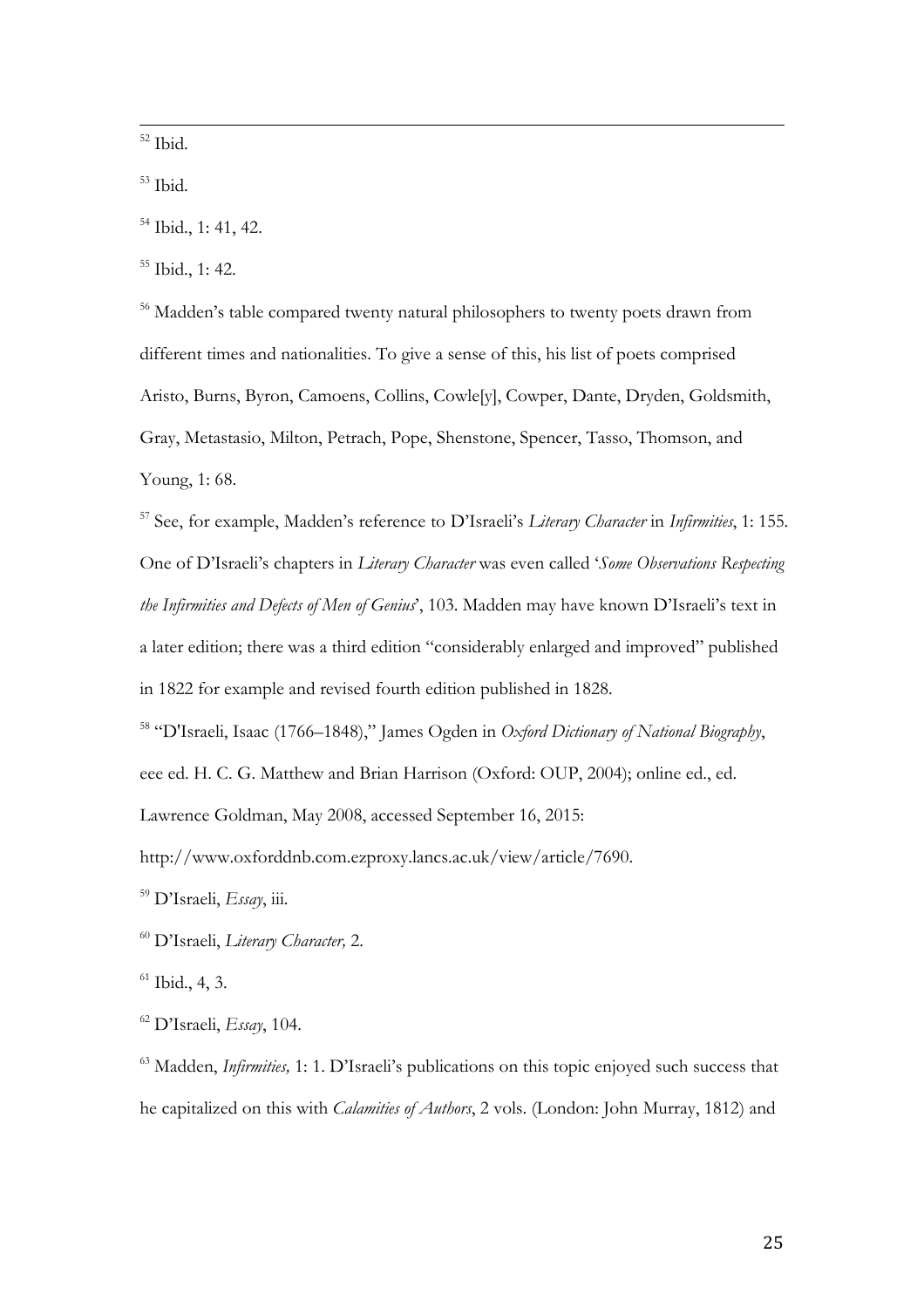[52] Ibid.

[53] Ibid.

[54] Ibid., 1: 41, 42.

[55] Ibid., 1: 42.

[56] Madden's table compared twenty natural philosophers to twenty poets drawn from different times and nationalities. To give a sense of this, his list of poets comprised Aristo, Burns, Byron, Camoens, Collins, Cowle[y], Cowper, Dante, Dryden, Goldsmith, Gray, Metastasio, Milton, Petrach, Pope, Shenstone, Spencer, Tasso, Thomson, and Young, 1: 68.

[57] See, for example, Madden's reference to D'Israeli's *Literary Character* in *Infirmities*, 1: 155. One of D'Israeli's chapters in *Literary Character* was even called '*Some Observations Respecting the Infirmities and Defects of Men of Genius*', 103. Madden may have known D'Israeli's text in a later edition; there was a third edition "considerably enlarged and improved" published in 1822 for example and revised fourth edition published in 1828.

[58] "D'Israeli, Isaac (1766–1848)," James Ogden in *Oxford Dictionary of National Biography*, eee ed. H. C. G. Matthew and Brian Harrison (Oxford: OUP, 2004); online ed., ed. Lawrence Goldman, May 2008, accessed September 16, 2015: http://www.oxforddnb.com.ezproxy.lancs.ac.uk/view/article/7690.

[59] D'Israeli, *Essay*, iii.

[60] D'Israeli, *Literary Character,* 2.

[61] Ibid., 4, 3.

[62] D'Israeli, *Essay*, 104.

[63] Madden, *Infirmities,* 1: 1. D'Israeli's publications on this topic enjoyed such success that he capitalized on this with *Calamities of Authors*, 2 vols. (London: John Murray, 1812) and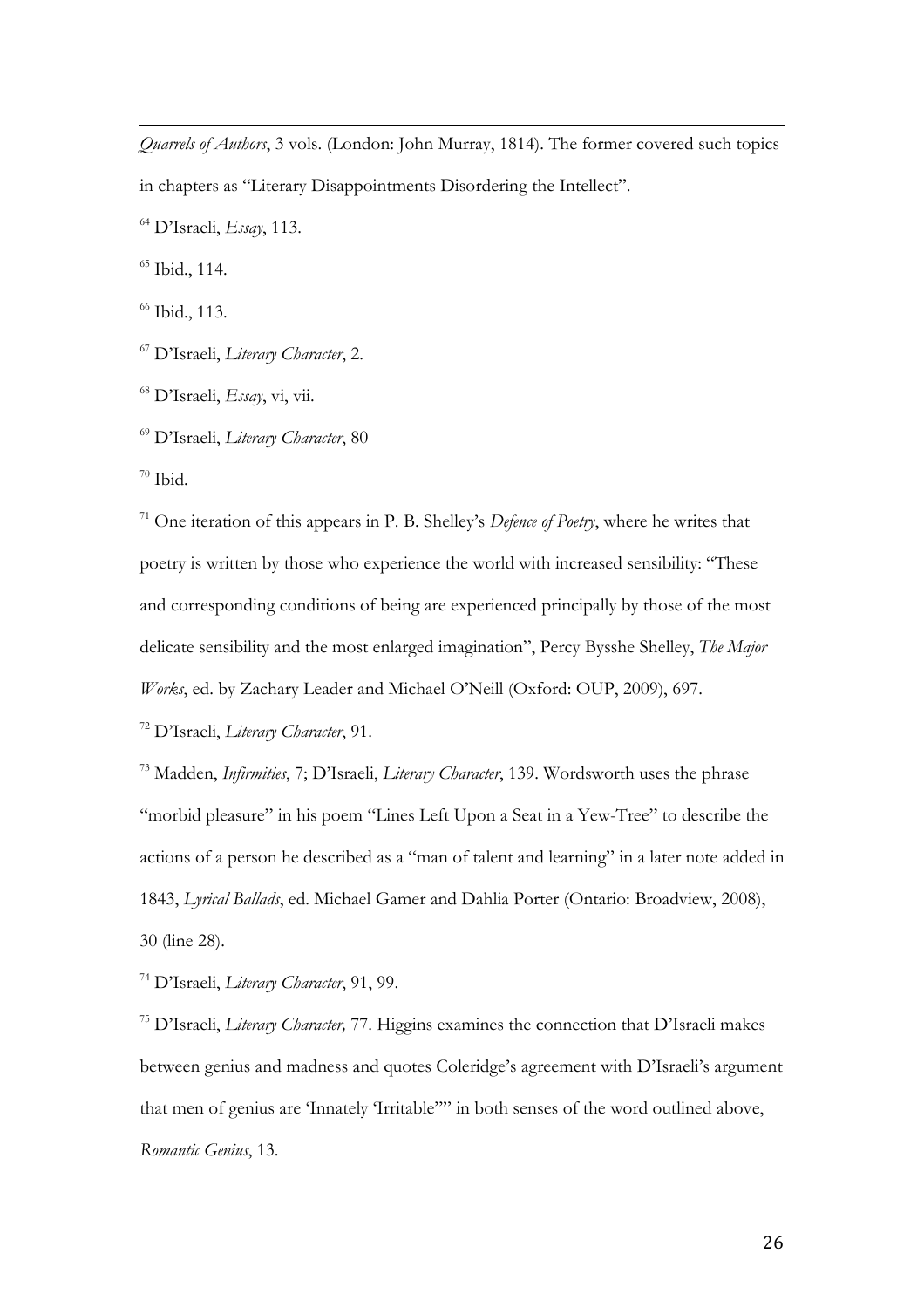*Quarrels of Authors*, 3 vols. (London: John Murray, 1814). The former covered such topics in chapters as "Literary Disappointments Disordering the Intellect".

[64] D'Israeli, *Essay*, 113.

[65] Ibid., 114.

[66] Ibid., 113.

[67] D'Israeli, *Literary Character*, 2.

[68] D'Israeli, *Essay*, vi, vii.

[69] D'Israeli, *Literary Character*, 80

[70] Ibid.

[71] One iteration of this appears in P. B. Shelley's *Defence of Poetry*, where he writes that poetry is written by those who experience the world with increased sensibility: "These and corresponding conditions of being are experienced principally by those of the most delicate sensibility and the most enlarged imagination", Percy Bysshe Shelley, *The Major Works*, ed. by Zachary Leader and Michael O'Neill (Oxford: OUP, 2009), 697.

[72] D'Israeli, *Literary Character*, 91.

[73] Madden, *Infirmities*, 7; D'Israeli, *Literary Character*, 139. Wordsworth uses the phrase "morbid pleasure" in his poem "Lines Left Upon a Seat in a Yew-Tree" to describe the actions of a person he described as a "man of talent and learning" in a later note added in 1843, *Lyrical Ballads*, ed. Michael Gamer and Dahlia Porter (Ontario: Broadview, 2008), 30 (line 28).

[74] D'Israeli, *Literary Character*, 91, 99.

[75] D'Israeli, *Literary Character,* 77. Higgins examines the connection that D'Israeli makes between genius and madness and quotes Coleridge's agreement with D'Israeli's argument that men of genius are 'Innately 'Irritable''' in both senses of the word outlined above, *Romantic Genius*, 13.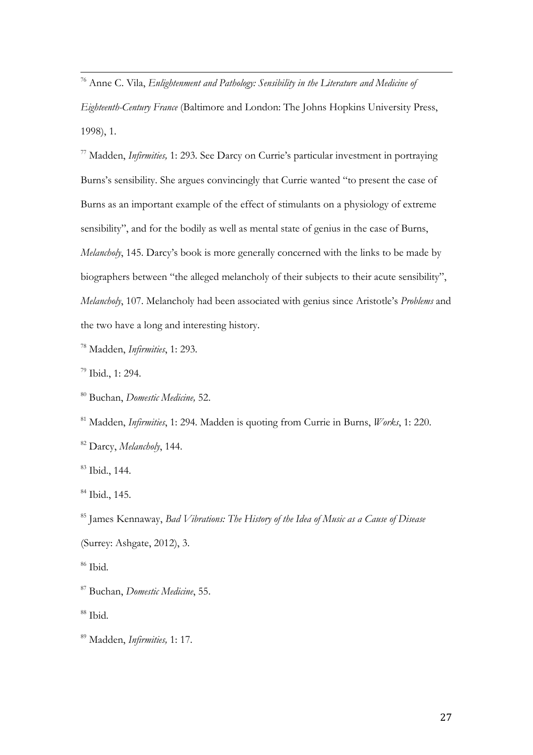[76] Anne C. Vila, *Enlightenment and Pathology: Sensibility in the Literature and Medicine of Eighteenth-Century France* (Baltimore and London: The Johns Hopkins University Press, 1998), 1.

[77] Madden, *Infirmities,* 1: 293. See Darcy on Currie's particular investment in portraying Burns's sensibility. She argues convincingly that Currie wanted "to present the case of Burns as an important example of the effect of stimulants on a physiology of extreme sensibility", and for the bodily as well as mental state of genius in the case of Burns, *Melancholy*, 145. Darcy's book is more generally concerned with the links to be made by biographers between "the alleged melancholy of their subjects to their acute sensibility", *Melancholy*, 107. Melancholy had been associated with genius since Aristotle's *Problems* and the two have a long and interesting history.

[78] Madden, *Infirmities*, 1: 293.

[79] Ibid., 1: 294.

[80] Buchan, *Domestic Medicine,* 52.

[81] Madden, *Infirmities*, 1: 294. Madden is quoting from Currie in Burns, *Works*, 1: 220.

[82] Darcy, *Melancholy*, 144.

[83] Ibid., 144.

[84] Ibid., 145.

[85] James Kennaway, *Bad Vibrations: The History of the Idea of Music as a Cause of Disease* (Surrey: Ashgate, 2012), 3.

[86] Ibid.

[87] Buchan, *Domestic Medicine*, 55.

[88] Ibid.

[89] Madden, *Infirmities,* 1: 17.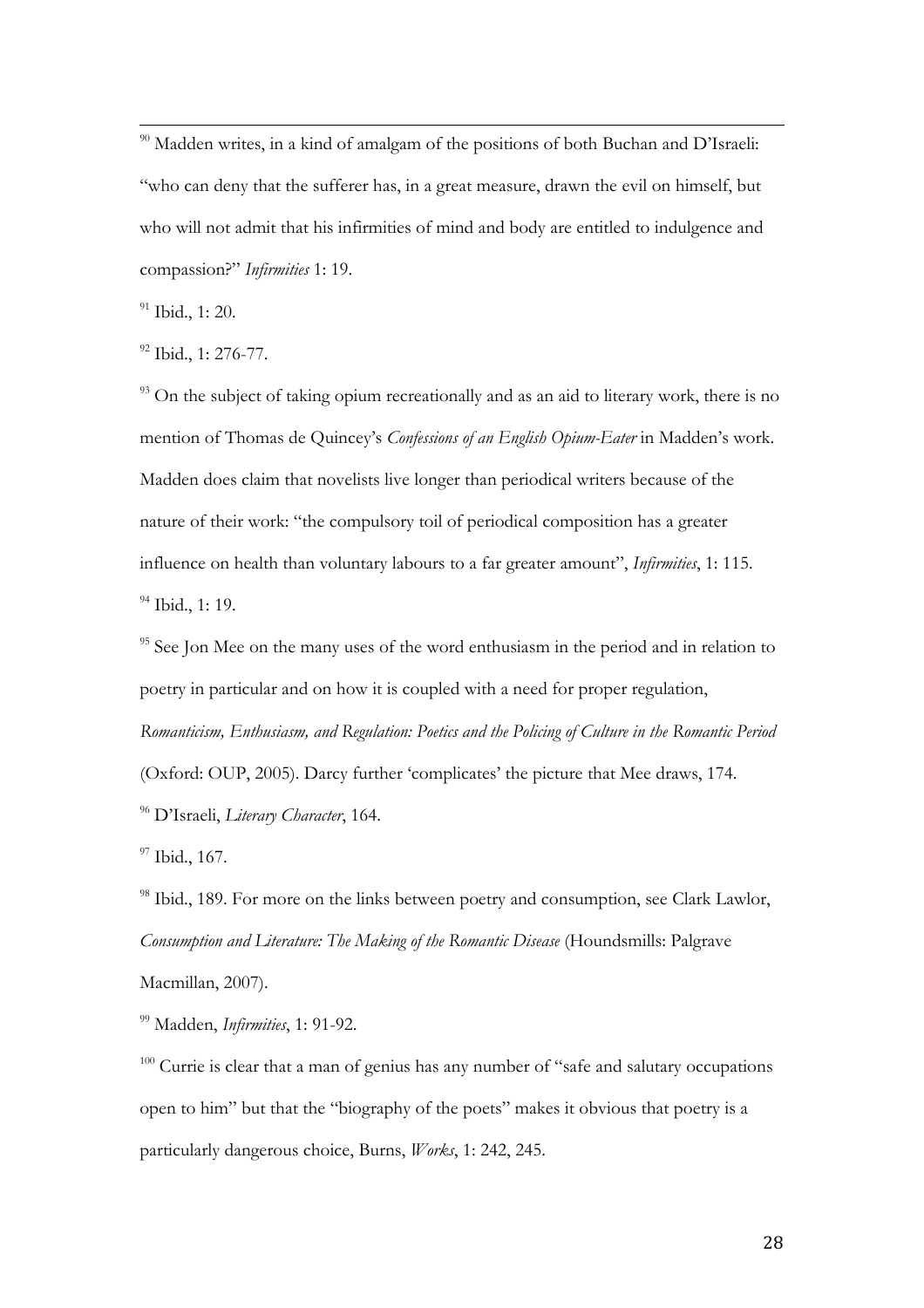[90] Madden writes, in a kind of amalgam of the positions of both Buchan and D'Israeli: "who can deny that the sufferer has, in a great measure, drawn the evil on himself, but who will not admit that his infirmities of mind and body are entitled to indulgence and compassion?" *Infirmities* 1: 19.

[91] Ibid., 1: 20.

[92] Ibid., 1: 276-77.

[93] On the subject of taking opium recreationally and as an aid to literary work, there is no mention of Thomas de Quincey's *Confessions of an English Opium-Eater* in Madden's work. Madden does claim that novelists live longer than periodical writers because of the nature of their work: "the compulsory toil of periodical composition has a greater influence on health than voluntary labours to a far greater amount", *Infirmities*, 1: 115.

[94] Ibid., 1: 19.

[95] See Jon Mee on the many uses of the word enthusiasm in the period and in relation to poetry in particular and on how it is coupled with a need for proper regulation, *Romanticism, Enthusiasm, and Regulation: Poetics and the Policing of Culture in the Romantic Period* (Oxford: OUP, 2005). Darcy further 'complicates' the picture that Mee draws, 174.

[96] D'Israeli, *Literary Character*, 164.

[97] Ibid., 167.

[98] Ibid., 189. For more on the links between poetry and consumption, see Clark Lawlor, *Consumption and Literature: The Making of the Romantic Disease* (Houndsmills: Palgrave Macmillan, 2007).

[99] Madden, *Infirmities*, 1: 91-92.

[100] Currie is clear that a man of genius has any number of "safe and salutary occupations open to him" but that the "biography of the poets" makes it obvious that poetry is a particularly dangerous choice, Burns, *Works*, 1: 242, 245.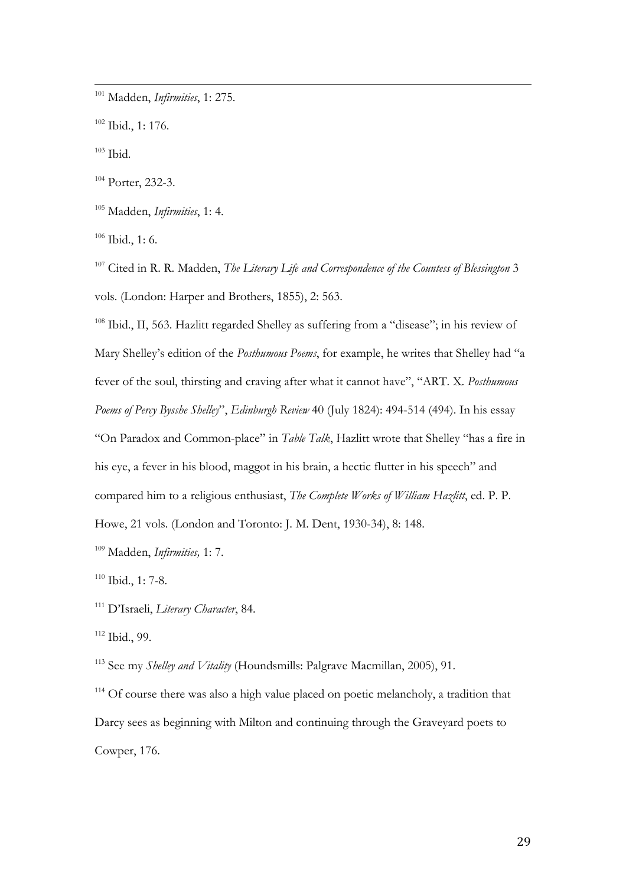[101] Madden, *Infirmities*, 1: 275.

[102] Ibid., 1: 176.

[103] Ibid.

[104] Porter, 232-3.

[105] Madden, *Infirmities*, 1: 4.

[106] Ibid., 1: 6.

[107] Cited in R. R. Madden, *The Literary Life and Correspondence of the Countess of Blessington* 3 vols. (London: Harper and Brothers, 1855), 2: 563.

[108] Ibid., II, 563. Hazlitt regarded Shelley as suffering from a "disease"; in his review of Mary Shelley's edition of the *Posthumous Poems*, for example, he writes that Shelley had "a fever of the soul, thirsting and craving after what it cannot have", "ART. X. *Posthumous Poems of Percy Bysshe Shelley*", *Edinburgh Review* 40 (July 1824): 494-514 (494). In his essay "On Paradox and Common-place" in *Table Talk*, Hazlitt wrote that Shelley "has a fire in his eye, a fever in his blood, maggot in his brain, a hectic flutter in his speech" and compared him to a religious enthusiast, *The Complete Works of William Hazlitt*, ed. P. P. Howe, 21 vols. (London and Toronto: J. M. Dent, 1930-34), 8: 148.

[109] Madden, *Infirmities,* 1: 7.

[110] Ibid., 1: 7-8.

[111] D'Israeli, *Literary Character*, 84.

[112] Ibid., 99.

[113] See my *Shelley and Vitality* (Houndsmills: Palgrave Macmillan, 2005), 91.

[114] Of course there was also a high value placed on poetic melancholy, a tradition that Darcy sees as beginning with Milton and continuing through the Graveyard poets to Cowper, 176.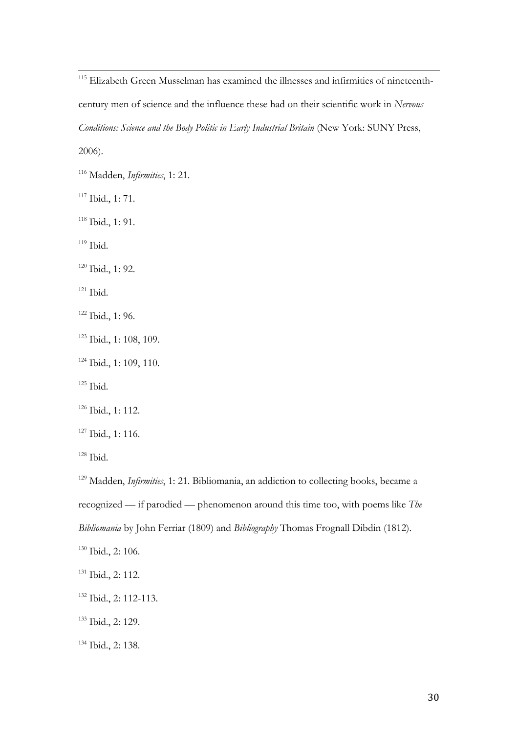[115] Elizabeth Green Musselman has examined the illnesses and infirmities of nineteenth-century men of science and the influence these had on their scientific work in *Nervous Conditions: Science and the Body Politic in Early Industrial Britain* (New York: SUNY Press, 2006).

[116] Madden, *Infirmities*, 1: 21.

[117] Ibid., 1: 71.

[118] Ibid., 1: 91.

[119] Ibid.

[120] Ibid., 1: 92.

[121] Ibid.

[122] Ibid., 1: 96.

[123] Ibid., 1: 108, 109.

[124] Ibid., 1: 109, 110.

[125] Ibid.

[126] Ibid., 1: 112.

[127] Ibid., 1: 116.

[128] Ibid.

[129] Madden, *Infirmities*, 1: 21. Bibliomania, an addiction to collecting books, became a recognized — if parodied — phenomenon around this time too, with poems like *The Bibliomania* by John Ferriar (1809) and *Bibliography* Thomas Frognall Dibdin (1812).

[130] Ibid., 2: 106.

[131] Ibid., 2: 112.

[132] Ibid., 2: 112-113.

[133] Ibid., 2: 129.

[134] Ibid., 2: 138.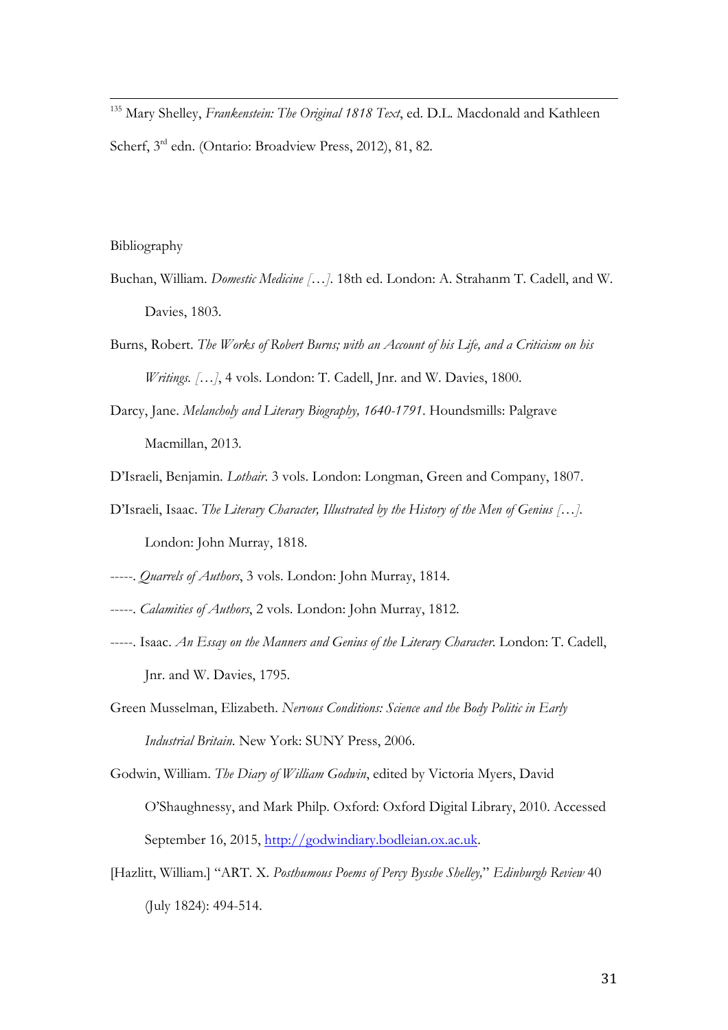[135] Mary Shelley, *Frankenstein: The Original 1818 Text*, ed. D.L. Macdonald and Kathleen Scherf, 3rd edn. (Ontario: Broadview Press, 2012), 81, 82.

## Bibliography

Buchan, William. *Domestic Medicine […]*. 18th ed. London: A. Strahanm T. Cadell, and W. Davies, 1803.

Burns, Robert. *The Works of Robert Burns; with an Account of his Life, and a Criticism on his Writings. […]*, 4 vols. London: T. Cadell, Jnr. and W. Davies, 1800.

Darcy, Jane. *Melancholy and Literary Biography, 1640-1791*. Houndsmills: Palgrave Macmillan, 2013.

D'Israeli, Benjamin. *Lothair*. 3 vols. London: Longman, Green and Company, 1807.

D'Israeli, Isaac. *The Literary Character, Illustrated by the History of the Men of Genius […]*. London: John Murray, 1818.

-----. *Quarrels of Authors*, 3 vols. London: John Murray, 1814.

-----. *Calamities of Authors*, 2 vols. London: John Murray, 1812.

-----. Isaac. *An Essay on the Manners and Genius of the Literary Character.* London: T. Cadell, Jnr. and W. Davies, 1795.

Green Musselman, Elizabeth. *Nervous Conditions: Science and the Body Politic in Early Industrial Britain*. New York: SUNY Press, 2006.

Godwin, William. *The Diary of William Godwin*, edited by Victoria Myers, David O'Shaughnessy, and Mark Philp. Oxford: Oxford Digital Library, 2010. Accessed September 16, 2015, http://godwindiary.bodleian.ox.ac.uk.

[Hazlitt, William.] "ART. X. *Posthumous Poems of Percy Bysshe Shelley,*" *Edinburgh Review* 40 (July 1824): 494-514.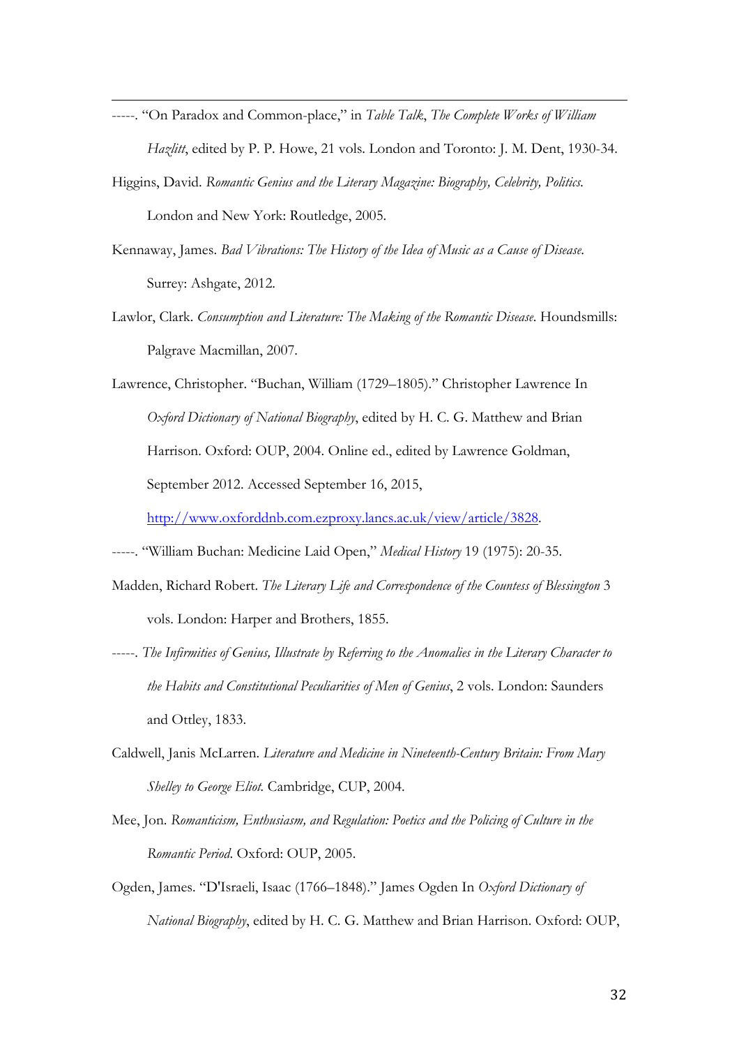-----. "On Paradox and Common-place," in *Table Talk*, *The Complete Works of William Hazlitt*, edited by P. P. Howe, 21 vols. London and Toronto: J. M. Dent, 1930-34.

Higgins, David. *Romantic Genius and the Literary Magazine: Biography, Celebrity, Politics.* London and New York: Routledge, 2005.

Kennaway, James. *Bad Vibrations: The History of the Idea of Music as a Cause of Disease.* Surrey: Ashgate, 2012.

Lawlor, Clark. *Consumption and Literature: The Making of the Romantic Disease*. Houndsmills: Palgrave Macmillan, 2007.

Lawrence, Christopher. "Buchan, William (1729–1805)." Christopher Lawrence In *Oxford Dictionary of National Biography*, edited by H. C. G. Matthew and Brian Harrison. Oxford: OUP, 2004. Online ed., edited by Lawrence Goldman, September 2012. Accessed September 16, 2015, [http://www.oxforddnb.com.ezproxy.lancs.ac.uk/view/article/3828](http://www.oxforddnb.com.ezproxy.lancs.ac.uk/view/article/3828).

-----. "William Buchan: Medicine Laid Open," *Medical History* 19 (1975): 20-35.

Madden, Richard Robert. *The Literary Life and Correspondence of the Countess of Blessington* 3 vols. London: Harper and Brothers, 1855.

-----. *The Infirmities of Genius, Illustrate by Referring to the Anomalies in the Literary Character to the Habits and Constitutional Peculiarities of Men of Genius*, 2 vols. London: Saunders and Ottley, 1833.

Caldwell, Janis McLarren. *Literature and Medicine in Nineteenth-Century Britain: From Mary Shelley to George Eliot.* Cambridge, CUP, 2004.

Mee, Jon. *Romanticism, Enthusiasm, and Regulation: Poetics and the Policing of Culture in the Romantic Period*. Oxford: OUP, 2005.

Ogden, James. "D'Israeli, Isaac (1766–1848)." James Ogden In *Oxford Dictionary of National Biography*, edited by H. C. G. Matthew and Brian Harrison. Oxford: OUP,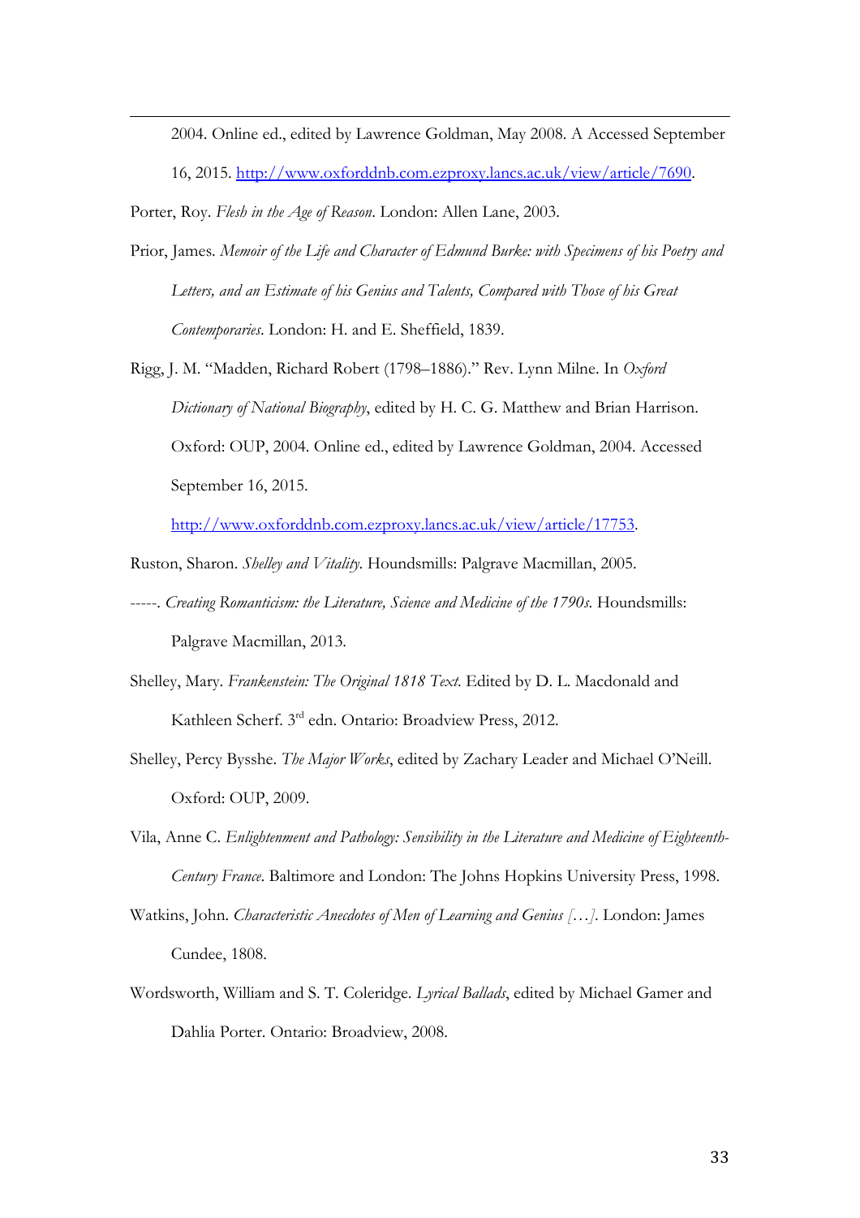2004. Online ed., edited by Lawrence Goldman, May 2008. A Accessed September 16, 2015. http://www.oxforddnb.com.ezproxy.lancs.ac.uk/view/article/7690.

Porter, Roy. *Flesh in the Age of Reason*. London: Allen Lane, 2003.

Prior, James. *Memoir of the Life and Character of Edmund Burke: with Specimens of his Poetry and Letters, and an Estimate of his Genius and Talents, Compared with Those of his Great Contemporaries*. London: H. and E. Sheffield, 1839.

Rigg, J. M. "Madden, Richard Robert (1798–1886)." Rev. Lynn Milne. In *Oxford Dictionary of National Biography*, edited by H. C. G. Matthew and Brian Harrison. Oxford: OUP, 2004. Online ed., edited by Lawrence Goldman, 2004. Accessed September 16, 2015. http://www.oxforddnb.com.ezproxy.lancs.ac.uk/view/article/17753.

Ruston, Sharon. *Shelley and Vitality*. Houndsmills: Palgrave Macmillan, 2005.

-----. *Creating Romanticism: the Literature, Science and Medicine of the 1790s.* Houndsmills: Palgrave Macmillan, 2013.

Shelley, Mary. *Frankenstein: The Original 1818 Text.* Edited by D. L. Macdonald and Kathleen Scherf. 3rd edn. Ontario: Broadview Press, 2012.

Shelley, Percy Bysshe. *The Major Works*, edited by Zachary Leader and Michael O'Neill. Oxford: OUP, 2009.

Vila, Anne C. *Enlightenment and Pathology: Sensibility in the Literature and Medicine of Eighteenth-Century France.* Baltimore and London: The Johns Hopkins University Press, 1998.

Watkins, John. *Characteristic Anecdotes of Men of Learning and Genius […]*. London: James Cundee, 1808.

Wordsworth, William and S. T. Coleridge. *Lyrical Ballads*, edited by Michael Gamer and Dahlia Porter. Ontario: Broadview, 2008.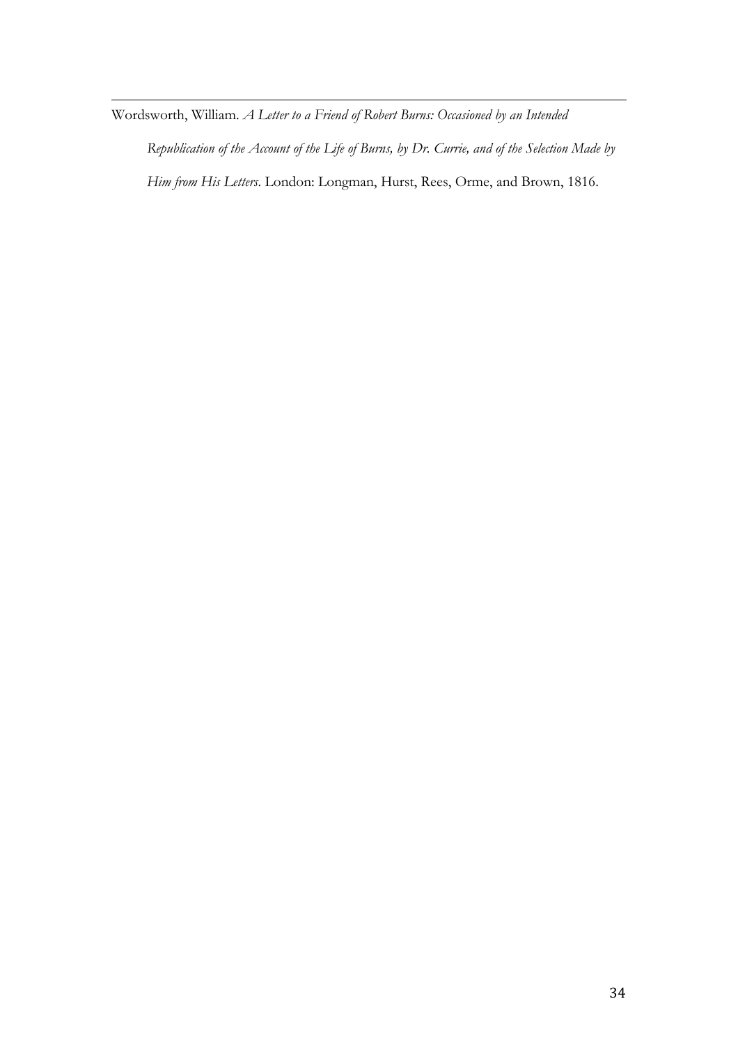Wordsworth, William. *A Letter to a Friend of Robert Burns: Occasioned by an Intended Republication of the Account of the Life of Burns, by Dr. Currie, and of the Selection Made by Him from His Letters*. London: Longman, Hurst, Rees, Orme, and Brown, 1816.